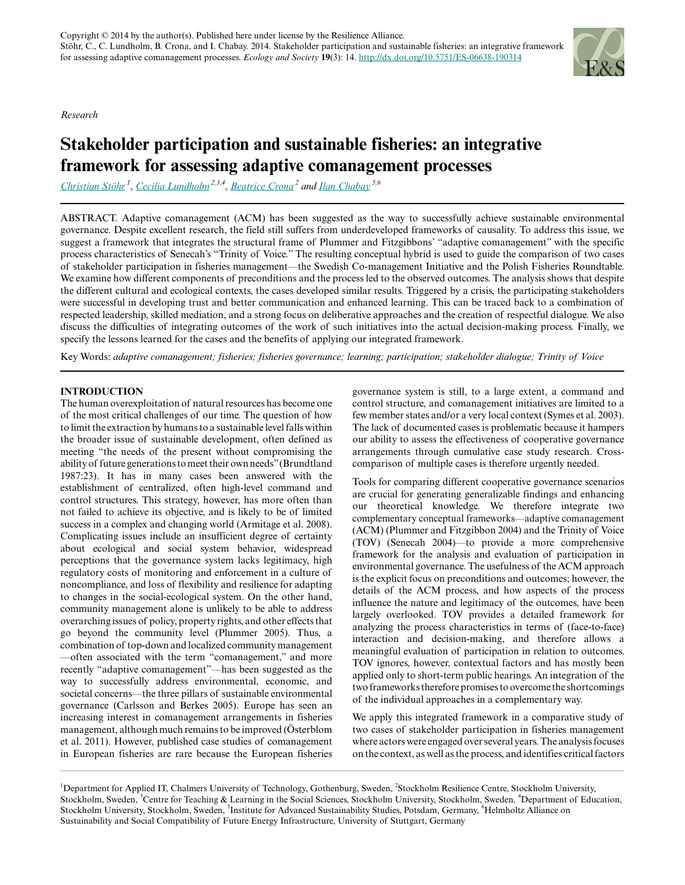Copyright © 2014 by the author(s). Published here under license by the Resilience Alliance.
Stöhr, C., C. Lundholm, B. Crona, and I. Chabay. 2014. Stakeholder participation and sustainable fisheries: an integrative framework for assessing adaptive comanagement processes. *Ecology and Society* **19**(3): 14. http://dx.doi.org/10.5751/ES-06638-190314

*Research*

# Stakeholder participation and sustainable fisheries: an integrative framework for assessing adaptive comanagement processes

*Christian Stöhr* [1], *Cecilia Lundholm* [2,3,4], *Beatrice Crona* [2] and *Ilan Chabay* [5,6]

ABSTRACT. Adaptive comanagement (ACM) has been suggested as the way to successfully achieve sustainable environmental governance. Despite excellent research, the field still suffers from underdeveloped frameworks of causality. To address this issue, we suggest a framework that integrates the structural frame of Plummer and Fitzgibbons' "adaptive comanagement" with the specific process characteristics of Senecah's "Trinity of Voice." The resulting conceptual hybrid is used to guide the comparison of two cases of stakeholder participation in fisheries management—the Swedish Co-management Initiative and the Polish Fisheries Roundtable. We examine how different components of preconditions and the process led to the observed outcomes. The analysis shows that despite the different cultural and ecological contexts, the cases developed similar results. Triggered by a crisis, the participating stakeholders were successful in developing trust and better communication and enhanced learning. This can be traced back to a combination of respected leadership, skilled mediation, and a strong focus on deliberative approaches and the creation of respectful dialogue. We also discuss the difficulties of integrating outcomes of the work of such initiatives into the actual decision-making process. Finally, we specify the lessons learned for the cases and the benefits of applying our integrated framework.

Key Words: *adaptive comanagement; fisheries; fisheries governance; learning; participation; stakeholder dialogue; Trinity of Voice*

## INTRODUCTION

The human overexploitation of natural resources has become one of the most critical challenges of our time. The question of how to limit the extraction by humans to a sustainable level falls within the broader issue of sustainable development, often defined as meeting "the needs of the present without compromising the ability of future generations to meet their own needs" (Brundtland 1987:23). It has in many cases been answered with the establishment of centralized, often high-level command and control structures. This strategy, however, has more often than not failed to achieve its objective, and is likely to be of limited success in a complex and changing world (Armitage et al. 2008). Complicating issues include an insufficient degree of certainty about ecological and social system behavior, widespread perceptions that the governance system lacks legitimacy, high regulatory costs of monitoring and enforcement in a culture of noncompliance, and loss of flexibility and resilience for adapting to changes in the social-ecological system. On the other hand, community management alone is unlikely to be able to address overarching issues of policy, property rights, and other effects that go beyond the community level (Plummer 2005). Thus, a combination of top-down and localized community management —often associated with the term "comanagement," and more recently "adaptive comanagement"—has been suggested as the way to successfully address environmental, economic, and societal concerns—the three pillars of sustainable environmental governance (Carlsson and Berkes 2005). Europe has seen an increasing interest in comanagement arrangements in fisheries management, although much remains to be improved (Österblom et al. 2011). However, published case studies of comanagement in European fisheries are rare because the European fisheries governance system is still, to a large extent, a command and control structure, and comanagement initiatives are limited to a few member states and/or a very local context (Symes et al. 2003). The lack of documented cases is problematic because it hampers our ability to assess the effectiveness of cooperative governance arrangements through cumulative case study research. Cross-comparison of multiple cases is therefore urgently needed.

Tools for comparing different cooperative governance scenarios are crucial for generating generalizable findings and enhancing our theoretical knowledge. We therefore integrate two complementary conceptual frameworks—adaptive comanagement (ACM) (Plummer and Fitzgibbon 2004) and the Trinity of Voice (TOV) (Senecah 2004)—to provide a more comprehensive framework for the analysis and evaluation of participation in environmental governance. The usefulness of the ACM approach is the explicit focus on preconditions and outcomes; however, the details of the ACM process, and how aspects of the process influence the nature and legitimacy of the outcomes, have been largely overlooked. TOV provides a detailed framework for analyzing the process characteristics in terms of (face-to-face) interaction and decision-making, and therefore allows a meaningful evaluation of participation in relation to outcomes. TOV ignores, however, contextual factors and has mostly been applied only to short-term public hearings. An integration of the two frameworks therefore promises to overcome the shortcomings of the individual approaches in a complementary way.

We apply this integrated framework in a comparative study of two cases of stakeholder participation in fisheries management where actors were engaged over several years. The analysis focuses on the context, as well as the process, and identifies critical factors

[1] Department for Applied IT, Chalmers University of Technology, Gothenburg, Sweden, [2] Stockholm Resilience Centre, Stockholm University, Stockholm, Sweden, [3] Centre for Teaching & Learning in the Social Sciences, Stockholm University, Stockholm, Sweden, [4] Department of Education, Stockholm University, Stockholm, Sweden, [5] Institute for Advanced Sustainability Studies, Potsdam, Germany, [6] Helmholtz Alliance on Sustainability and Social Compatibility of Future Energy Infrastructure, University of Stuttgart, Germany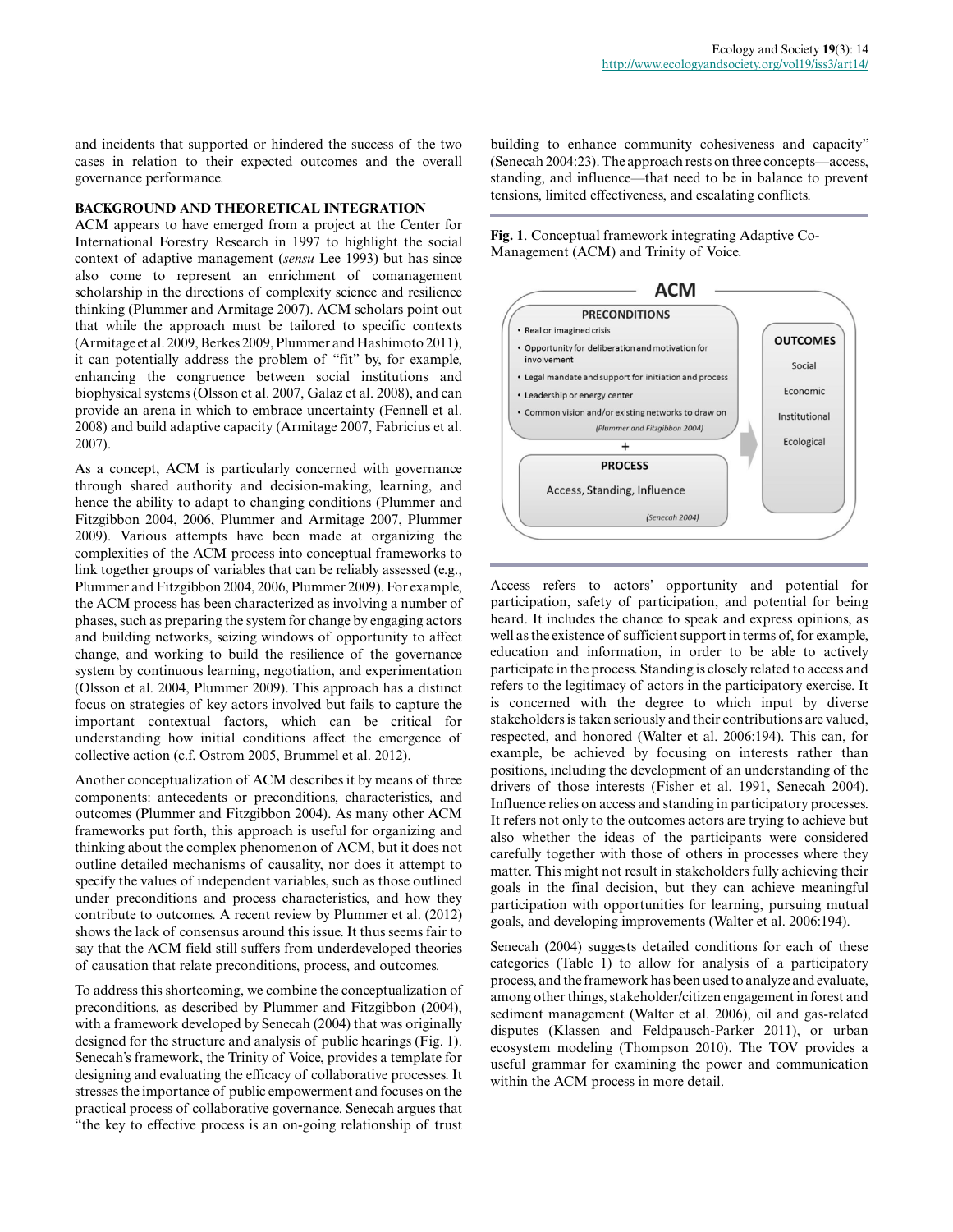and incidents that supported or hindered the success of the two cases in relation to their expected outcomes and the overall governance performance.

## BACKGROUND AND THEORETICAL INTEGRATION

ACM appears to have emerged from a project at the Center for International Forestry Research in 1997 to highlight the social context of adaptive management (*sensu* Lee 1993) but has since also come to represent an enrichment of comanagement scholarship in the directions of complexity science and resilience thinking (Plummer and Armitage 2007). ACM scholars point out that while the approach must be tailored to specific contexts (Armitage et al. 2009, Berkes 2009, Plummer and Hashimoto 2011), it can potentially address the problem of "fit" by, for example, enhancing the congruence between social institutions and biophysical systems (Olsson et al. 2007, Galaz et al. 2008), and can provide an arena in which to embrace uncertainty (Fennell et al. 2008) and build adaptive capacity (Armitage 2007, Fabricius et al. 2007).

As a concept, ACM is particularly concerned with governance through shared authority and decision-making, learning, and hence the ability to adapt to changing conditions (Plummer and Fitzgibbon 2004, 2006, Plummer and Armitage 2007, Plummer 2009). Various attempts have been made at organizing the complexities of the ACM process into conceptual frameworks to link together groups of variables that can be reliably assessed (e.g., Plummer and Fitzgibbon 2004, 2006, Plummer 2009). For example, the ACM process has been characterized as involving a number of phases, such as preparing the system for change by engaging actors and building networks, seizing windows of opportunity to affect change, and working to build the resilience of the governance system by continuous learning, negotiation, and experimentation (Olsson et al. 2004, Plummer 2009). This approach has a distinct focus on strategies of key actors involved but fails to capture the important contextual factors, which can be critical for understanding how initial conditions affect the emergence of collective action (c.f. Ostrom 2005, Brummel et al. 2012).

Another conceptualization of ACM describes it by means of three components: antecedents or preconditions, characteristics, and outcomes (Plummer and Fitzgibbon 2004). As many other ACM frameworks put forth, this approach is useful for organizing and thinking about the complex phenomenon of ACM, but it does not outline detailed mechanisms of causality, nor does it attempt to specify the values of independent variables, such as those outlined under preconditions and process characteristics, and how they contribute to outcomes. A recent review by Plummer et al. (2012) shows the lack of consensus around this issue. It thus seems fair to say that the ACM field still suffers from underdeveloped theories of causation that relate preconditions, process, and outcomes.

To address this shortcoming, we combine the conceptualization of preconditions, as described by Plummer and Fitzgibbon (2004), with a framework developed by Senecah (2004) that was originally designed for the structure and analysis of public hearings (Fig. 1). Senecah's framework, the Trinity of Voice, provides a template for designing and evaluating the efficacy of collaborative processes. It stresses the importance of public empowerment and focuses on the practical process of collaborative governance. Senecah argues that "the key to effective process is an on-going relationship of trust building to enhance community cohesiveness and capacity" (Senecah 2004:23). The approach rests on three concepts—access, standing, and influence—that need to be in balance to prevent tensions, limited effectiveness, and escalating conflicts.

**Fig. 1**. Conceptual framework integrating Adaptive Co-Management (ACM) and Trinity of Voice.

ACM

PRECONDITIONS
- Real or imagined crisis
- Opportunity for deliberation and motivation for involvement
- Legal mandate and support for initiation and process
- Leadership or energy center
- Common vision and/or existing networks to draw on

(Plummer and Fitzgibbon 2004)

+

PROCESS

Access, Standing, Influence

(Senecah 2004)

OUTCOMES

Social

Economic

Institutional

Ecological

Access refers to actors' opportunity and potential for participation, safety of participation, and potential for being heard. It includes the chance to speak and express opinions, as well as the existence of sufficient support in terms of, for example, education and information, in order to be able to actively participate in the process. Standing is closely related to access and refers to the legitimacy of actors in the participatory exercise. It is concerned with the degree to which input by diverse stakeholders is taken seriously and their contributions are valued, respected, and honored (Walter et al. 2006:194). This can, for example, be achieved by focusing on interests rather than positions, including the development of an understanding of the drivers of those interests (Fisher et al. 1991, Senecah 2004). Influence relies on access and standing in participatory processes. It refers not only to the outcomes actors are trying to achieve but also whether the ideas of the participants were considered carefully together with those of others in processes where they matter. This might not result in stakeholders fully achieving their goals in the final decision, but they can achieve meaningful participation with opportunities for learning, pursuing mutual goals, and developing improvements (Walter et al. 2006:194).

Senecah (2004) suggests detailed conditions for each of these categories (Table 1) to allow for analysis of a participatory process, and the framework has been used to analyze and evaluate, among other things, stakeholder/citizen engagement in forest and sediment management (Walter et al. 2006), oil and gas-related disputes (Klassen and Feldpausch-Parker 2011), or urban ecosystem modeling (Thompson 2010). The TOV provides a useful grammar for examining the power and communication within the ACM process in more detail.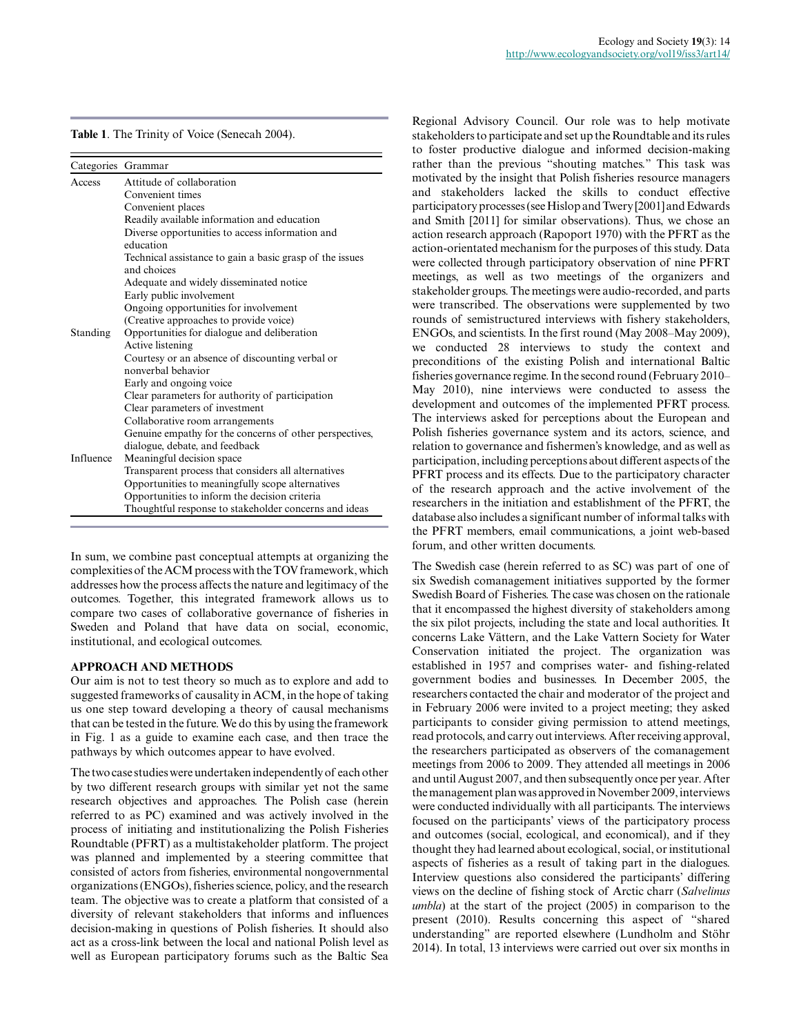**Table 1**. The Trinity of Voice (Senecah 2004).

| Categories | Grammar |
|---|---|
| Access | Attitude of collaboration |
| | Convenient times |
| | Convenient places |
| | Readily available information and education |
| | Diverse opportunities to access information and education |
| | Technical assistance to gain a basic grasp of the issues and choices |
| | Adequate and widely disseminated notice |
| | Early public involvement |
| | Ongoing opportunities for involvement |
| | (Creative approaches to provide voice) |
| Standing | Opportunities for dialogue and deliberation |
| | Active listening |
| | Courtesy or an absence of discounting verbal or nonverbal behavior |
| | Early and ongoing voice |
| | Clear parameters for authority of participation |
| | Clear parameters of investment |
| | Collaborative room arrangements |
| | Genuine empathy for the concerns of other perspectives, dialogue, debate, and feedback |
| Influence | Meaningful decision space |
| | Transparent process that considers all alternatives |
| | Opportunities to meaningfully scope alternatives |
| | Opportunities to inform the decision criteria |
| | Thoughtful response to stakeholder concerns and ideas |

In sum, we combine past conceptual attempts at organizing the complexities of the ACM process with the TOV framework, which addresses how the process affects the nature and legitimacy of the outcomes. Together, this integrated framework allows us to compare two cases of collaborative governance of fisheries in Sweden and Poland that have data on social, economic, institutional, and ecological outcomes.

## APPROACH AND METHODS

Our aim is not to test theory so much as to explore and add to suggested frameworks of causality in ACM, in the hope of taking us one step toward developing a theory of causal mechanisms that can be tested in the future. We do this by using the framework in Fig. 1 as a guide to examine each case, and then trace the pathways by which outcomes appear to have evolved.

The two case studies were undertaken independently of each other by two different research groups with similar yet not the same research objectives and approaches. The Polish case (herein referred to as PC) examined and was actively involved in the process of initiating and institutionalizing the Polish Fisheries Roundtable (PFRT) as a multistakeholder platform. The project was planned and implemented by a steering committee that consisted of actors from fisheries, environmental nongovernmental organizations (ENGOs), fisheries science, policy, and the research team. The objective was to create a platform that consisted of a diversity of relevant stakeholders that informs and influences decision-making in questions of Polish fisheries. It should also act as a cross-link between the local and national Polish level as well as European participatory forums such as the Baltic Sea Regional Advisory Council. Our role was to help motivate stakeholders to participate and set up the Roundtable and its rules to foster productive dialogue and informed decision-making rather than the previous "shouting matches." This task was motivated by the insight that Polish fisheries resource managers and stakeholders lacked the skills to conduct effective participatory processes (see Hislop and Twery [2001] and Edwards and Smith [2011] for similar observations). Thus, we chose an action research approach (Rapoport 1970) with the PFRT as the action-orientated mechanism for the purposes of this study. Data were collected through participatory observation of nine PFRT meetings, as well as two meetings of the organizers and stakeholder groups. The meetings were audio-recorded, and parts were transcribed. The observations were supplemented by two rounds of semistructured interviews with fishery stakeholders, ENGOs, and scientists. In the first round (May 2008–May 2009), we conducted 28 interviews to study the context and preconditions of the existing Polish and international Baltic fisheries governance regime. In the second round (February 2010–May 2010), nine interviews were conducted to assess the development and outcomes of the implemented PFRT process. The interviews asked for perceptions about the European and Polish fisheries governance system and its actors, science, and relation to governance and fishermen's knowledge, and as well as participation, including perceptions about different aspects of the PFRT process and its effects. Due to the participatory character of the research approach and the active involvement of the researchers in the initiation and establishment of the PFRT, the database also includes a significant number of informal talks with the PFRT members, email communications, a joint web-based forum, and other written documents.

The Swedish case (herein referred to as SC) was part of one of six Swedish comanagement initiatives supported by the former Swedish Board of Fisheries. The case was chosen on the rationale that it encompassed the highest diversity of stakeholders among the six pilot projects, including the state and local authorities. It concerns Lake Vättern, and the Lake Vattern Society for Water Conservation initiated the project. The organization was established in 1957 and comprises water- and fishing-related government bodies and businesses. In December 2005, the researchers contacted the chair and moderator of the project and in February 2006 were invited to a project meeting; they asked participants to consider giving permission to attend meetings, read protocols, and carry out interviews. After receiving approval, the researchers participated as observers of the comanagement meetings from 2006 to 2009. They attended all meetings in 2006 and until August 2007, and then subsequently once per year. After the management plan was approved in November 2009, interviews were conducted individually with all participants. The interviews focused on the participants' views of the participatory process and outcomes (social, ecological, and economical), and if they thought they had learned about ecological, social, or institutional aspects of fisheries as a result of taking part in the dialogues. Interview questions also considered the participants' differing views on the decline of fishing stock of Arctic charr (*Salvelinus umbla*) at the start of the project (2005) in comparison to the present (2010). Results concerning this aspect of "shared understanding" are reported elsewhere (Lundholm and Stöhr 2014). In total, 13 interviews were carried out over six months in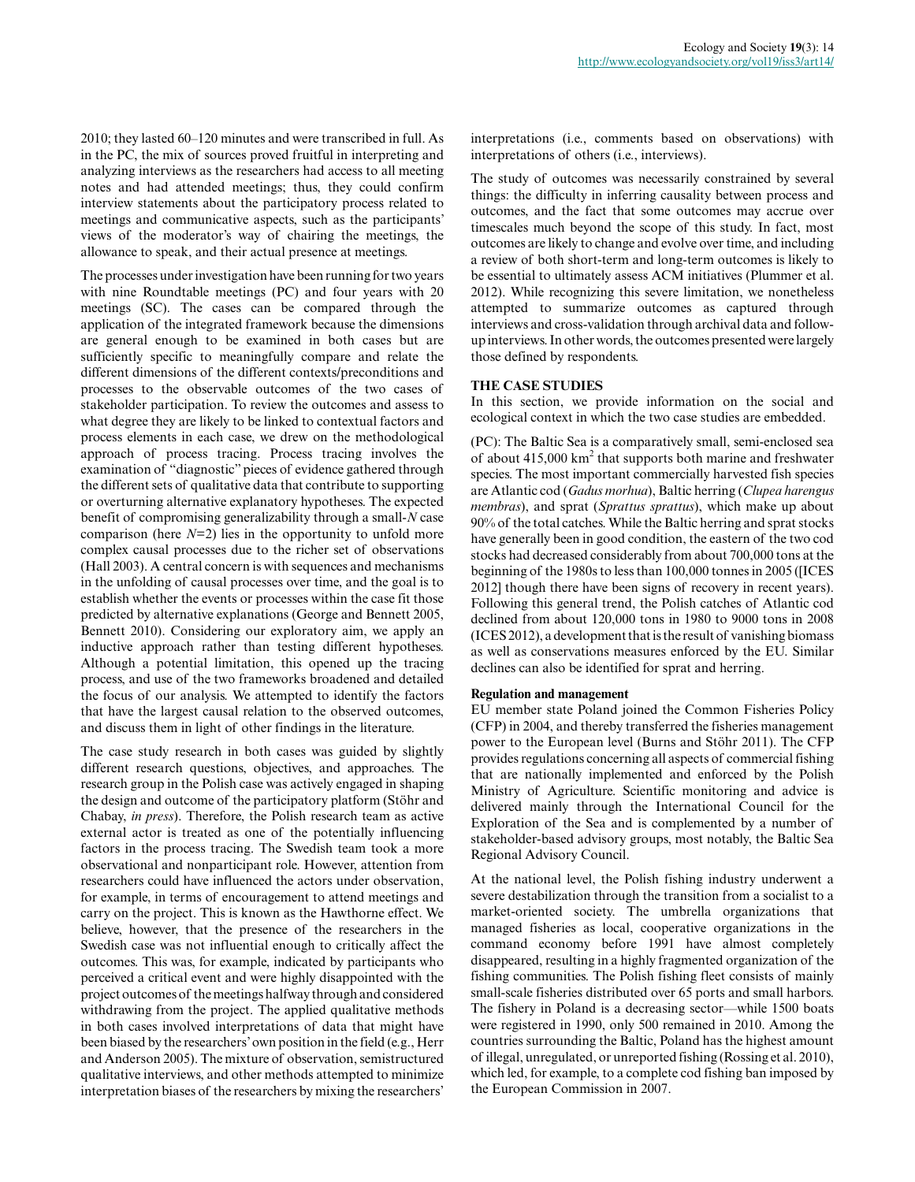2010; they lasted 60–120 minutes and were transcribed in full. As in the PC, the mix of sources proved fruitful in interpreting and analyzing interviews as the researchers had access to all meeting notes and had attended meetings; thus, they could confirm interview statements about the participatory process related to meetings and communicative aspects, such as the participants' views of the moderator's way of chairing the meetings, the allowance to speak, and their actual presence at meetings.

The processes under investigation have been running for two years with nine Roundtable meetings (PC) and four years with 20 meetings (SC). The cases can be compared through the application of the integrated framework because the dimensions are general enough to be examined in both cases but are sufficiently specific to meaningfully compare and relate the different dimensions of the different contexts/preconditions and processes to the observable outcomes of the two cases of stakeholder participation. To review the outcomes and assess to what degree they are likely to be linked to contextual factors and process elements in each case, we drew on the methodological approach of process tracing. Process tracing involves the examination of "diagnostic" pieces of evidence gathered through the different sets of qualitative data that contribute to supporting or overturning alternative explanatory hypotheses. The expected benefit of compromising generalizability through a small-*N* case comparison (here *N*=2) lies in the opportunity to unfold more complex causal processes due to the richer set of observations (Hall 2003). A central concern is with sequences and mechanisms in the unfolding of causal processes over time, and the goal is to establish whether the events or processes within the case fit those predicted by alternative explanations (George and Bennett 2005, Bennett 2010). Considering our exploratory aim, we apply an inductive approach rather than testing different hypotheses. Although a potential limitation, this opened up the tracing process, and use of the two frameworks broadened and detailed the focus of our analysis. We attempted to identify the factors that have the largest causal relation to the observed outcomes, and discuss them in light of other findings in the literature.

The case study research in both cases was guided by slightly different research questions, objectives, and approaches. The research group in the Polish case was actively engaged in shaping the design and outcome of the participatory platform (Stöhr and Chabay, *in press*). Therefore, the Polish research team as active external actor is treated as one of the potentially influencing factors in the process tracing. The Swedish team took a more observational and nonparticipant role. However, attention from researchers could have influenced the actors under observation, for example, in terms of encouragement to attend meetings and carry on the project. This is known as the Hawthorne effect. We believe, however, that the presence of the researchers in the Swedish case was not influential enough to critically affect the outcomes. This was, for example, indicated by participants who perceived a critical event and were highly disappointed with the project outcomes of the meetings halfway through and considered withdrawing from the project. The applied qualitative methods in both cases involved interpretations of data that might have been biased by the researchers' own position in the field (e.g., Herr and Anderson 2005). The mixture of observation, semistructured qualitative interviews, and other methods attempted to minimize interpretation biases of the researchers by mixing the researchers' interpretations (i.e., comments based on observations) with interpretations of others (i.e., interviews).

The study of outcomes was necessarily constrained by several things: the difficulty in inferring causality between process and outcomes, and the fact that some outcomes may accrue over timescales much beyond the scope of this study. In fact, most outcomes are likely to change and evolve over time, and including a review of both short-term and long-term outcomes is likely to be essential to ultimately assess ACM initiatives (Plummer et al. 2012). While recognizing this severe limitation, we nonetheless attempted to summarize outcomes as captured through interviews and cross-validation through archival data and follow-up interviews. In other words, the outcomes presented were largely those defined by respondents.

## THE CASE STUDIES

In this section, we provide information on the social and ecological context in which the two case studies are embedded.

(PC): The Baltic Sea is a comparatively small, semi-enclosed sea of about 415,000 km$^2$ that supports both marine and freshwater species. The most important commercially harvested fish species are Atlantic cod (*Gadus morhua*), Baltic herring (*Clupea harengus membras*), and sprat (*Sprattus sprattus*), which make up about 90% of the total catches. While the Baltic herring and sprat stocks have generally been in good condition, the eastern of the two cod stocks had decreased considerably from about 700,000 tons at the beginning of the 1980s to less than 100,000 tonnes in 2005 ([ICES 2012] though there have been signs of recovery in recent years). Following this general trend, the Polish catches of Atlantic cod declined from about 120,000 tons in 1980 to 9000 tons in 2008 (ICES 2012), a development that is the result of vanishing biomass as well as conservations measures enforced by the EU. Similar declines can also be identified for sprat and herring.

### Regulation and management

EU member state Poland joined the Common Fisheries Policy (CFP) in 2004, and thereby transferred the fisheries management power to the European level (Burns and Stöhr 2011). The CFP provides regulations concerning all aspects of commercial fishing that are nationally implemented and enforced by the Polish Ministry of Agriculture. Scientific monitoring and advice is delivered mainly through the International Council for the Exploration of the Sea and is complemented by a number of stakeholder-based advisory groups, most notably, the Baltic Sea Regional Advisory Council.

At the national level, the Polish fishing industry underwent a severe destabilization through the transition from a socialist to a market-oriented society. The umbrella organizations that managed fisheries as local, cooperative organizations in the command economy before 1991 have almost completely disappeared, resulting in a highly fragmented organization of the fishing communities. The Polish fishing fleet consists of mainly small-scale fisheries distributed over 65 ports and small harbors. The fishery in Poland is a decreasing sector—while 1500 boats were registered in 1990, only 500 remained in 2010. Among the countries surrounding the Baltic, Poland has the highest amount of illegal, unregulated, or unreported fishing (Rossing et al. 2010), which led, for example, to a complete cod fishing ban imposed by the European Commission in 2007.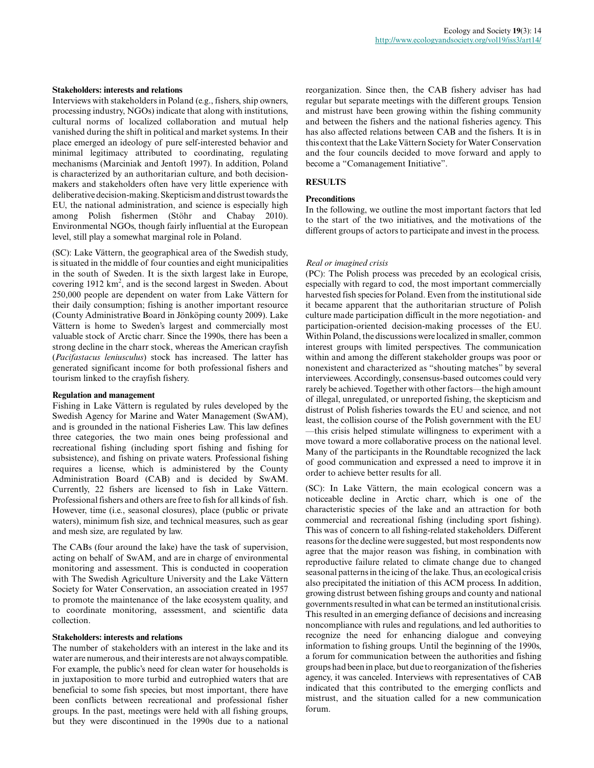**Stakeholders: interests and relations**

Interviews with stakeholders in Poland (e.g., fishers, ship owners, processing industry, NGOs) indicate that along with institutions, cultural norms of localized collaboration and mutual help vanished during the shift in political and market systems. In their place emerged an ideology of pure self-interested behavior and minimal legitimacy attributed to coordinating, regulating mechanisms (Marciniak and Jentoft 1997). In addition, Poland is characterized by an authoritarian culture, and both decision-makers and stakeholders often have very little experience with deliberative decision-making. Skepticism and distrust towards the EU, the national administration, and science is especially high among Polish fishermen (Stöhr and Chabay 2010). Environmental NGOs, though fairly influential at the European level, still play a somewhat marginal role in Poland.

(SC): Lake Vättern, the geographical area of the Swedish study, is situated in the middle of four counties and eight municipalities in the south of Sweden. It is the sixth largest lake in Europe, covering 1912 km$^2$, and is the second largest in Sweden. About 250,000 people are dependent on water from Lake Vättern for their daily consumption; fishing is another important resource (County Administrative Board in Jönköping county 2009). Lake Vättern is home to Sweden's largest and commercially most valuable stock of Arctic charr. Since the 1990s, there has been a strong decline in the charr stock, whereas the American crayfish (*Pacifastacus leniusculus*) stock has increased. The latter has generated significant income for both professional fishers and tourism linked to the crayfish fishery.

**Regulation and management**

Fishing in Lake Vättern is regulated by rules developed by the Swedish Agency for Marine and Water Management (SwAM), and is grounded in the national Fisheries Law. This law defines three categories, the two main ones being professional and recreational fishing (including sport fishing and fishing for subsistence), and fishing on private waters. Professional fishing requires a license, which is administered by the County Administration Board (CAB) and is decided by SwAM. Currently, 22 fishers are licensed to fish in Lake Vättern. Professional fishers and others are free to fish for all kinds of fish. However, time (i.e., seasonal closures), place (public or private waters), minimum fish size, and technical measures, such as gear and mesh size, are regulated by law.

The CABs (four around the lake) have the task of supervision, acting on behalf of SwAM, and are in charge of environmental monitoring and assessment. This is conducted in cooperation with The Swedish Agriculture University and the Lake Vättern Society for Water Conservation, an association created in 1957 to promote the maintenance of the lake ecosystem quality, and to coordinate monitoring, assessment, and scientific data collection.

**Stakeholders: interests and relations**

The number of stakeholders with an interest in the lake and its water are numerous, and their interests are not always compatible. For example, the public's need for clean water for households is in juxtaposition to more turbid and eutrophied waters that are beneficial to some fish species, but most important, there have been conflicts between recreational and professional fisher groups. In the past, meetings were held with all fishing groups, but they were discontinued in the 1990s due to a national reorganization. Since then, the CAB fishery adviser has had regular but separate meetings with the different groups. Tension and mistrust have been growing within the fishing community and between the fishers and the national fisheries agency. This has also affected relations between CAB and the fishers. It is in this context that the Lake Vättern Society for Water Conservation and the four councils decided to move forward and apply to become a "Comanagement Initiative".

## RESULTS

**Preconditions**

In the following, we outline the most important factors that led to the start of the two initiatives, and the motivations of the different groups of actors to participate and invest in the process.

*Real or imagined crisis*

(PC): The Polish process was preceded by an ecological crisis, especially with regard to cod, the most important commercially harvested fish species for Poland. Even from the institutional side it became apparent that the authoritarian structure of Polish culture made participation difficult in the more negotiation- and participation-oriented decision-making processes of the EU. Within Poland, the discussions were localized in smaller, common interest groups with limited perspectives. The communication within and among the different stakeholder groups was poor or nonexistent and characterized as "shouting matches" by several interviewees. Accordingly, consensus-based outcomes could very rarely be achieved. Together with other factors—the high amount of illegal, unregulated, or unreported fishing, the skepticism and distrust of Polish fisheries towards the EU and science, and not least, the collision course of the Polish government with the EU—this crisis helped stimulate willingness to experiment with a move toward a more collaborative process on the national level. Many of the participants in the Roundtable recognized the lack of good communication and expressed a need to improve it in order to achieve better results for all.

(SC): In Lake Vättern, the main ecological concern was a noticeable decline in Arctic charr, which is one of the characteristic species of the lake and an attraction for both commercial and recreational fishing (including sport fishing). This was of concern to all fishing-related stakeholders. Different reasons for the decline were suggested, but most respondents now agree that the major reason was fishing, in combination with reproductive failure related to climate change due to changed seasonal patterns in the icing of the lake. Thus, an ecological crisis also precipitated the initiation of this ACM process. In addition, growing distrust between fishing groups and county and national governments resulted in what can be termed an institutional crisis. This resulted in an emerging defiance of decisions and increasing noncompliance with rules and regulations, and led authorities to recognize the need for enhancing dialogue and conveying information to fishing groups. Until the beginning of the 1990s, a forum for communication between the authorities and fishing groups had been in place, but due to reorganization of the fisheries agency, it was canceled. Interviews with representatives of CAB indicated that this contributed to the emerging conflicts and mistrust, and the situation called for a new communication forum.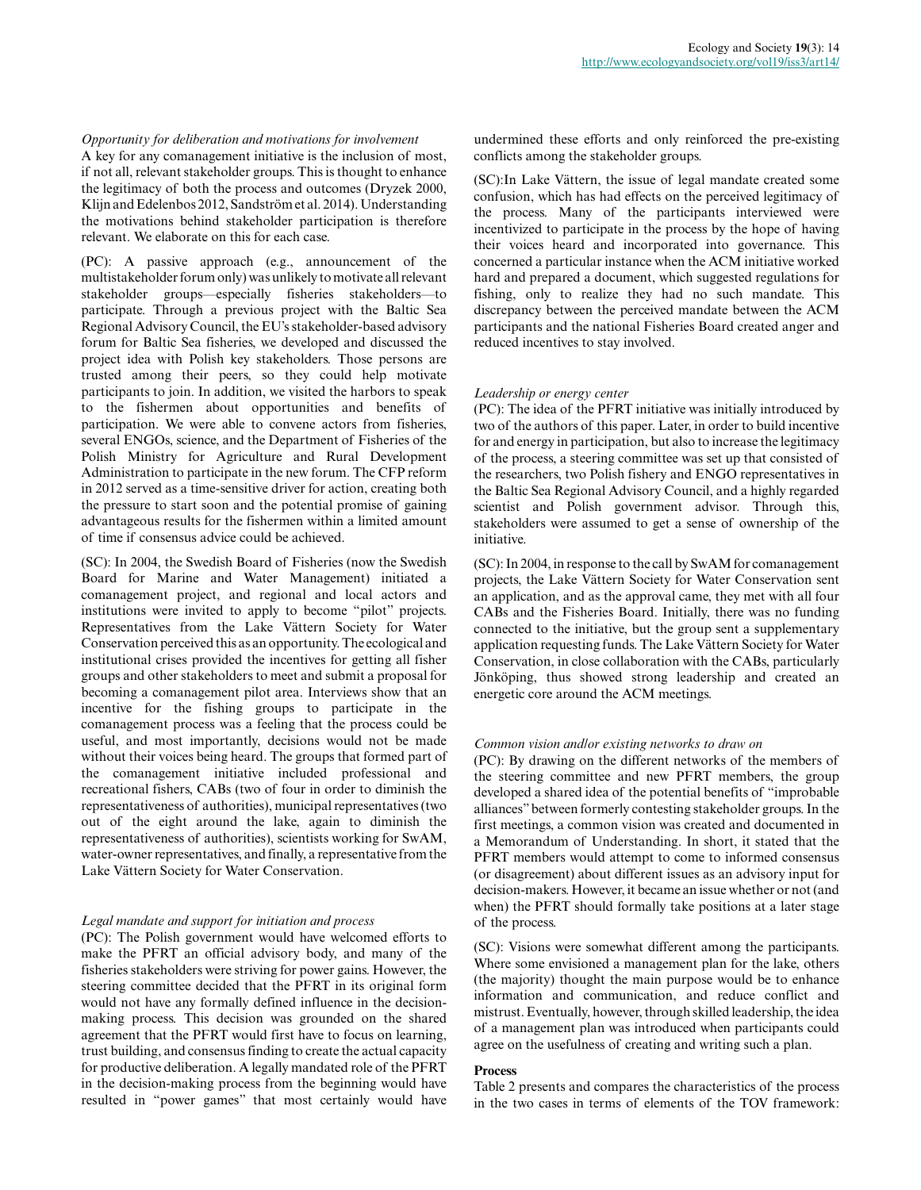*Opportunity for deliberation and motivations for involvement*

A key for any comanagement initiative is the inclusion of most, if not all, relevant stakeholder groups. This is thought to enhance the legitimacy of both the process and outcomes (Dryzek 2000, Klijn and Edelenbos 2012, Sandström et al. 2014). Understanding the motivations behind stakeholder participation is therefore relevant. We elaborate on this for each case.

(PC): A passive approach (e.g., announcement of the multistakeholder forum only) was unlikely to motivate all relevant stakeholder groups—especially fisheries stakeholders—to participate. Through a previous project with the Baltic Sea Regional Advisory Council, the EU's stakeholder-based advisory forum for Baltic Sea fisheries, we developed and discussed the project idea with Polish key stakeholders. Those persons are trusted among their peers, so they could help motivate participants to join. In addition, we visited the harbors to speak to the fishermen about opportunities and benefits of participation. We were able to convene actors from fisheries, several ENGOs, science, and the Department of Fisheries of the Polish Ministry for Agriculture and Rural Development Administration to participate in the new forum. The CFP reform in 2012 served as a time-sensitive driver for action, creating both the pressure to start soon and the potential promise of gaining advantageous results for the fishermen within a limited amount of time if consensus advice could be achieved.

(SC): In 2004, the Swedish Board of Fisheries (now the Swedish Board for Marine and Water Management) initiated a comanagement project, and regional and local actors and institutions were invited to apply to become "pilot" projects. Representatives from the Lake Vättern Society for Water Conservation perceived this as an opportunity. The ecological and institutional crises provided the incentives for getting all fisher groups and other stakeholders to meet and submit a proposal for becoming a comanagement pilot area. Interviews show that an incentive for the fishing groups to participate in the comanagement process was a feeling that the process could be useful, and most importantly, decisions would not be made without their voices being heard. The groups that formed part of the comanagement initiative included professional and recreational fishers, CABs (two of four in order to diminish the representativeness of authorities), municipal representatives (two out of the eight around the lake, again to diminish the representativeness of authorities), scientists working for SwAM, water-owner representatives, and finally, a representative from the Lake Vättern Society for Water Conservation.

*Legal mandate and support for initiation and process*

(PC): The Polish government would have welcomed efforts to make the PFRT an official advisory body, and many of the fisheries stakeholders were striving for power gains. However, the steering committee decided that the PFRT in its original form would not have any formally defined influence in the decision-making process. This decision was grounded on the shared agreement that the PFRT would first have to focus on learning, trust building, and consensus finding to create the actual capacity for productive deliberation. A legally mandated role of the PFRT in the decision-making process from the beginning would have resulted in "power games" that most certainly would have undermined these efforts and only reinforced the pre-existing conflicts among the stakeholder groups.

(SC):In Lake Vättern, the issue of legal mandate created some confusion, which has had effects on the perceived legitimacy of the process. Many of the participants interviewed were incentivized to participate in the process by the hope of having their voices heard and incorporated into governance. This concerned a particular instance when the ACM initiative worked hard and prepared a document, which suggested regulations for fishing, only to realize they had no such mandate. This discrepancy between the perceived mandate between the ACM participants and the national Fisheries Board created anger and reduced incentives to stay involved.

*Leadership or energy center*

(PC): The idea of the PFRT initiative was initially introduced by two of the authors of this paper. Later, in order to build incentive for and energy in participation, but also to increase the legitimacy of the process, a steering committee was set up that consisted of the researchers, two Polish fishery and ENGO representatives in the Baltic Sea Regional Advisory Council, and a highly regarded scientist and Polish government advisor. Through this, stakeholders were assumed to get a sense of ownership of the initiative.

(SC): In 2004, in response to the call by SwAM for comanagement projects, the Lake Vättern Society for Water Conservation sent an application, and as the approval came, they met with all four CABs and the Fisheries Board. Initially, there was no funding connected to the initiative, but the group sent a supplementary application requesting funds. The Lake Vättern Society for Water Conservation, in close collaboration with the CABs, particularly Jönköping, thus showed strong leadership and created an energetic core around the ACM meetings.

*Common vision and/or existing networks to draw on*

(PC): By drawing on the different networks of the members of the steering committee and new PFRT members, the group developed a shared idea of the potential benefits of "improbable alliances" between formerly contesting stakeholder groups. In the first meetings, a common vision was created and documented in a Memorandum of Understanding. In short, it stated that the PFRT members would attempt to come to informed consensus (or disagreement) about different issues as an advisory input for decision-makers. However, it became an issue whether or not (and when) the PFRT should formally take positions at a later stage of the process.

(SC): Visions were somewhat different among the participants. Where some envisioned a management plan for the lake, others (the majority) thought the main purpose would be to enhance information and communication, and reduce conflict and mistrust. Eventually, however, through skilled leadership, the idea of a management plan was introduced when participants could agree on the usefulness of creating and writing such a plan.

**Process**

Table 2 presents and compares the characteristics of the process in the two cases in terms of elements of the TOV framework: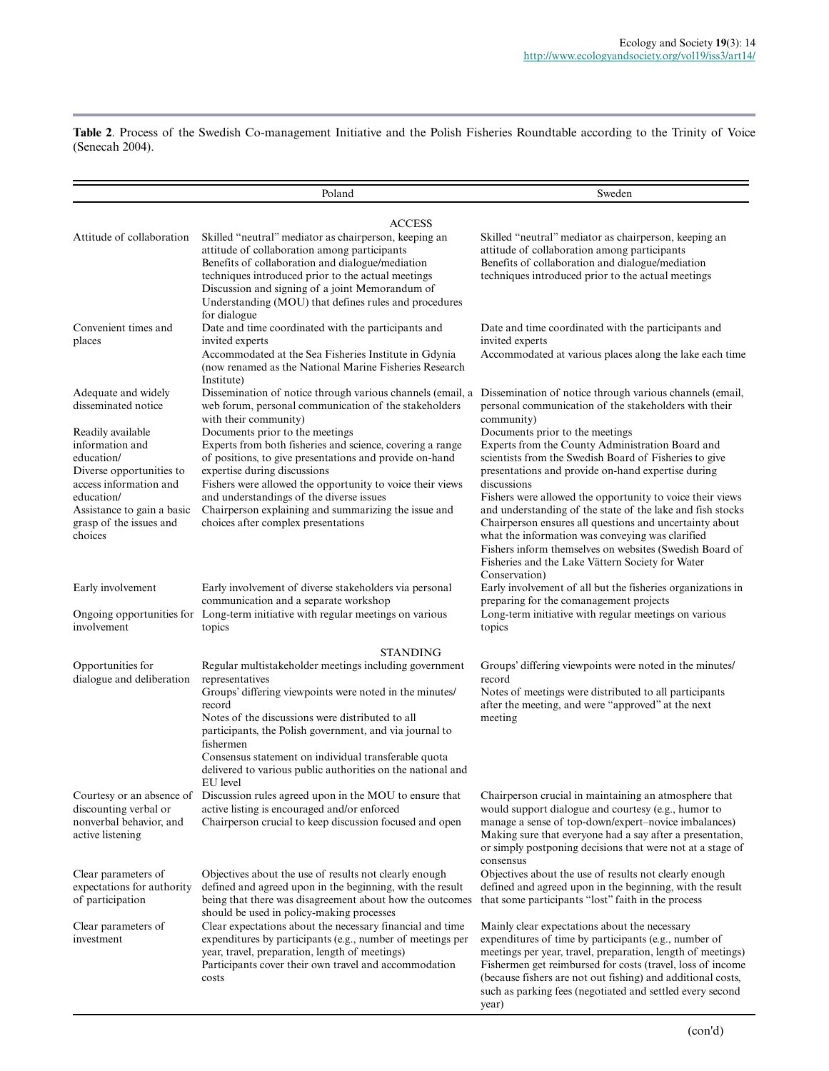**Table 2**. Process of the Swedish Co-management Initiative and the Polish Fisheries Roundtable according to the Trinity of Voice (Senecah 2004).

| | Poland | Sweden |
|---|---|---|
| | **ACCESS** | |
| Attitude of collaboration | Skilled "neutral" mediator as chairperson, keeping an attitude of collaboration among participants<br>Benefits of collaboration and dialogue/mediation techniques introduced prior to the actual meetings<br>Discussion and signing of a joint Memorandum of Understanding (MOU) that defines rules and procedures for dialogue | Skilled "neutral" mediator as chairperson, keeping an attitude of collaboration among participants<br>Benefits of collaboration and dialogue/mediation techniques introduced prior to the actual meetings |
| Convenient times and places | Date and time coordinated with the participants and invited experts<br>Accommodated at the Sea Fisheries Institute in Gdynia (now renamed as the National Marine Fisheries Research Institute) | Date and time coordinated with the participants and invited experts<br>Accommodated at various places along the lake each time |
| Adequate and widely disseminated notice | Dissemination of notice through various channels (email, a web forum, personal communication of the stakeholders with their community) | Dissemination of notice through various channels (email, personal communication of the stakeholders with their community) |
| Readily available information and education/<br>Diverse opportunities to access information and education/<br>Assistance to gain a basic grasp of the issues and choices | Documents prior to the meetings<br>Experts from both fisheries and science, covering a range of positions, to give presentations and provide on-hand expertise during discussions<br>Fishers were allowed the opportunity to voice their views and understandings of the diverse issues<br>Chairperson explaining and summarizing the issue and choices after complex presentations | Documents prior to the meetings<br>Experts from the County Administration Board and scientists from the Swedish Board of Fisheries to give presentations and provide on-hand expertise during discussions<br>Fishers were allowed the opportunity to voice their views and understanding of the state of the lake and fish stocks<br>Chairperson ensures all questions and uncertainty about what the information was conveying was clarified<br>Fishers inform themselves on websites (Swedish Board of Fisheries and the Lake Vättern Society for Water Conservation) |
| Early involvement | Early involvement of diverse stakeholders via personal communication and a separate workshop | Early involvement of all but the fisheries organizations in preparing for the comanagement projects |
| Ongoing opportunities for involvement | Long-term initiative with regular meetings on various topics | Long-term initiative with regular meetings on various topics |
| | **STANDING** | |
| Opportunities for dialogue and deliberation | Regular multistakeholder meetings including government representatives<br>Groups' differing viewpoints were noted in the minutes/record<br>Notes of the discussions were distributed to all participants, the Polish government, and via journal to fishermen<br>Consensus statement on individual transferable quota delivered to various public authorities on the national and EU level | Groups' differing viewpoints were noted in the minutes/record<br>Notes of meetings were distributed to all participants after the meeting, and were "approved" at the next meeting |
| Courtesy or an absence of discounting verbal or nonverbal behavior, and active listening | Discussion rules agreed upon in the MOU to ensure that active listing is encouraged and/or enforced<br>Chairperson crucial to keep discussion focused and open | Chairperson crucial in maintaining an atmosphere that would support dialogue and courtesy (e.g., humor to manage a sense of top-down/expert–novice imbalances)<br>Making sure that everyone had a say after a presentation, or simply postponing decisions that were not at a stage of consensus |
| Clear parameters of expectations for authority of participation | Objectives about the use of results not clearly enough defined and agreed upon in the beginning, with the result being that there was disagreement about how the outcomes should be used in policy-making processes | Objectives about the use of results not clearly enough defined and agreed upon in the beginning, with the result that some participants "lost" faith in the process |
| Clear parameters of investment | Clear expectations about the necessary financial and time expenditures by participants (e.g., number of meetings per year, travel, preparation, length of meetings)<br>Participants cover their own travel and accommodation costs | Mainly clear expectations about the necessary expenditures of time by participants (e.g., number of meetings per year, travel, preparation, length of meetings)<br>Fishermen get reimbursed for costs (travel, loss of income (because fishers are not out fishing) and additional costs, such as parking fees (negotiated and settled every second year) |

(con'd)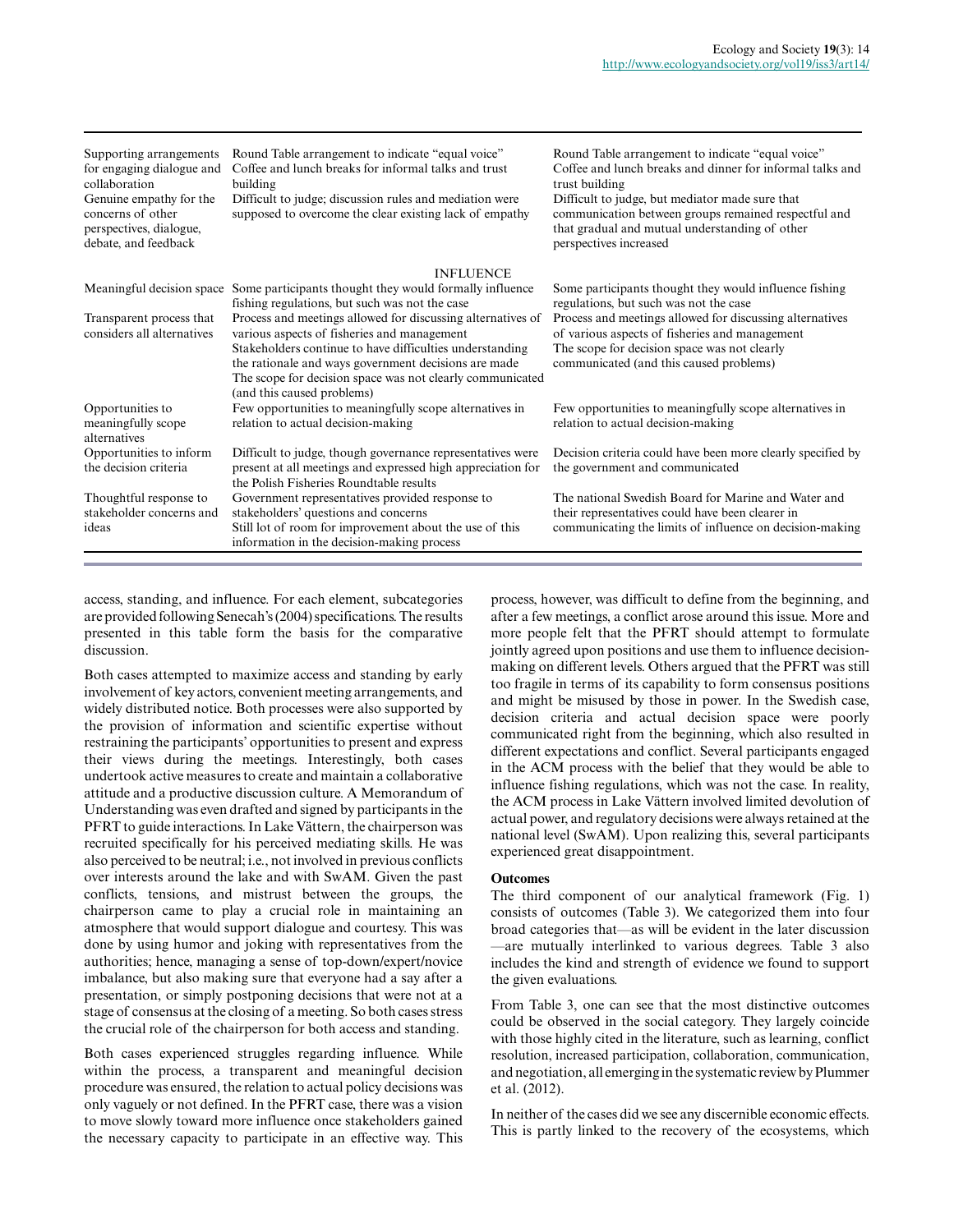| | | |
|---|---|---|
| Supporting arrangements for engaging dialogue and collaboration | Round Table arrangement to indicate "equal voice" Coffee and lunch breaks for informal talks and trust building | Round Table arrangement to indicate "equal voice" Coffee and lunch breaks and dinner for informal talks and trust building |
| Genuine empathy for the concerns of other perspectives, dialogue, debate, and feedback | Difficult to judge; discussion rules and mediation were supposed to overcome the clear existing lack of empathy | Difficult to judge, but mediator made sure that communication between groups remained respectful and that gradual and mutual understanding of other perspectives increased |
| | INFLUENCE | |
| Meaningful decision space | Some participants thought they would formally influence fishing regulations, but such was not the case | Some participants thought they would influence fishing regulations, but such was not the case |
| Transparent process that considers all alternatives | Process and meetings allowed for discussing alternatives of various aspects of fisheries and management Stakeholders continue to have difficulties understanding the rationale and ways government decisions are made The scope for decision space was not clearly communicated (and this caused problems) | Process and meetings allowed for discussing alternatives of various aspects of fisheries and management The scope for decision space was not clearly communicated (and this caused problems) |
| Opportunities to meaningfully scope alternatives | Few opportunities to meaningfully scope alternatives in relation to actual decision-making | Few opportunities to meaningfully scope alternatives in relation to actual decision-making |
| Opportunities to inform the decision criteria | Difficult to judge, though governance representatives were present at all meetings and expressed high appreciation for the Polish Fisheries Roundtable results | Decision criteria could have been more clearly specified by the government and communicated |
| Thoughtful response to stakeholder concerns and ideas | Government representatives provided response to stakeholders' questions and concerns Still lot of room for improvement about the use of this information in the decision-making process | The national Swedish Board for Marine and Water and their representatives could have been clearer in communicating the limits of influence on decision-making |

access, standing, and influence. For each element, subcategories are provided following Senecah's (2004) specifications. The results presented in this table form the basis for the comparative discussion.

Both cases attempted to maximize access and standing by early involvement of key actors, convenient meeting arrangements, and widely distributed notice. Both processes were also supported by the provision of information and scientific expertise without restraining the participants' opportunities to present and express their views during the meetings. Interestingly, both cases undertook active measures to create and maintain a collaborative attitude and a productive discussion culture. A Memorandum of Understanding was even drafted and signed by participants in the PFRT to guide interactions. In Lake Vättern, the chairperson was recruited specifically for his perceived mediating skills. He was also perceived to be neutral; i.e., not involved in previous conflicts over interests around the lake and with SwAM. Given the past conflicts, tensions, and mistrust between the groups, the chairperson came to play a crucial role in maintaining an atmosphere that would support dialogue and courtesy. This was done by using humor and joking with representatives from the authorities; hence, managing a sense of top-down/expert/novice imbalance, but also making sure that everyone had a say after a presentation, or simply postponing decisions that were not at a stage of consensus at the closing of a meeting. So both cases stress the crucial role of the chairperson for both access and standing.

Both cases experienced struggles regarding influence. While within the process, a transparent and meaningful decision procedure was ensured, the relation to actual policy decisions was only vaguely or not defined. In the PFRT case, there was a vision to move slowly toward more influence once stakeholders gained the necessary capacity to participate in an effective way. This process, however, was difficult to define from the beginning, and after a few meetings, a conflict arose around this issue. More and more people felt that the PFRT should attempt to formulate jointly agreed upon positions and use them to influence decision-making on different levels. Others argued that the PFRT was still too fragile in terms of its capability to form consensus positions and might be misused by those in power. In the Swedish case, decision criteria and actual decision space were poorly communicated right from the beginning, which also resulted in different expectations and conflict. Several participants engaged in the ACM process with the belief that they would be able to influence fishing regulations, which was not the case. In reality, the ACM process in Lake Vättern involved limited devolution of actual power, and regulatory decisions were always retained at the national level (SwAM). Upon realizing this, several participants experienced great disappointment.

### Outcomes

The third component of our analytical framework (Fig. 1) consists of outcomes (Table 3). We categorized them into four broad categories that—as will be evident in the later discussion—are mutually interlinked to various degrees. Table 3 also includes the kind and strength of evidence we found to support the given evaluations.

From Table 3, one can see that the most distinctive outcomes could be observed in the social category. They largely coincide with those highly cited in the literature, such as learning, conflict resolution, increased participation, collaboration, communication, and negotiation, all emerging in the systematic review by Plummer et al. (2012).

In neither of the cases did we see any discernible economic effects. This is partly linked to the recovery of the ecosystems, which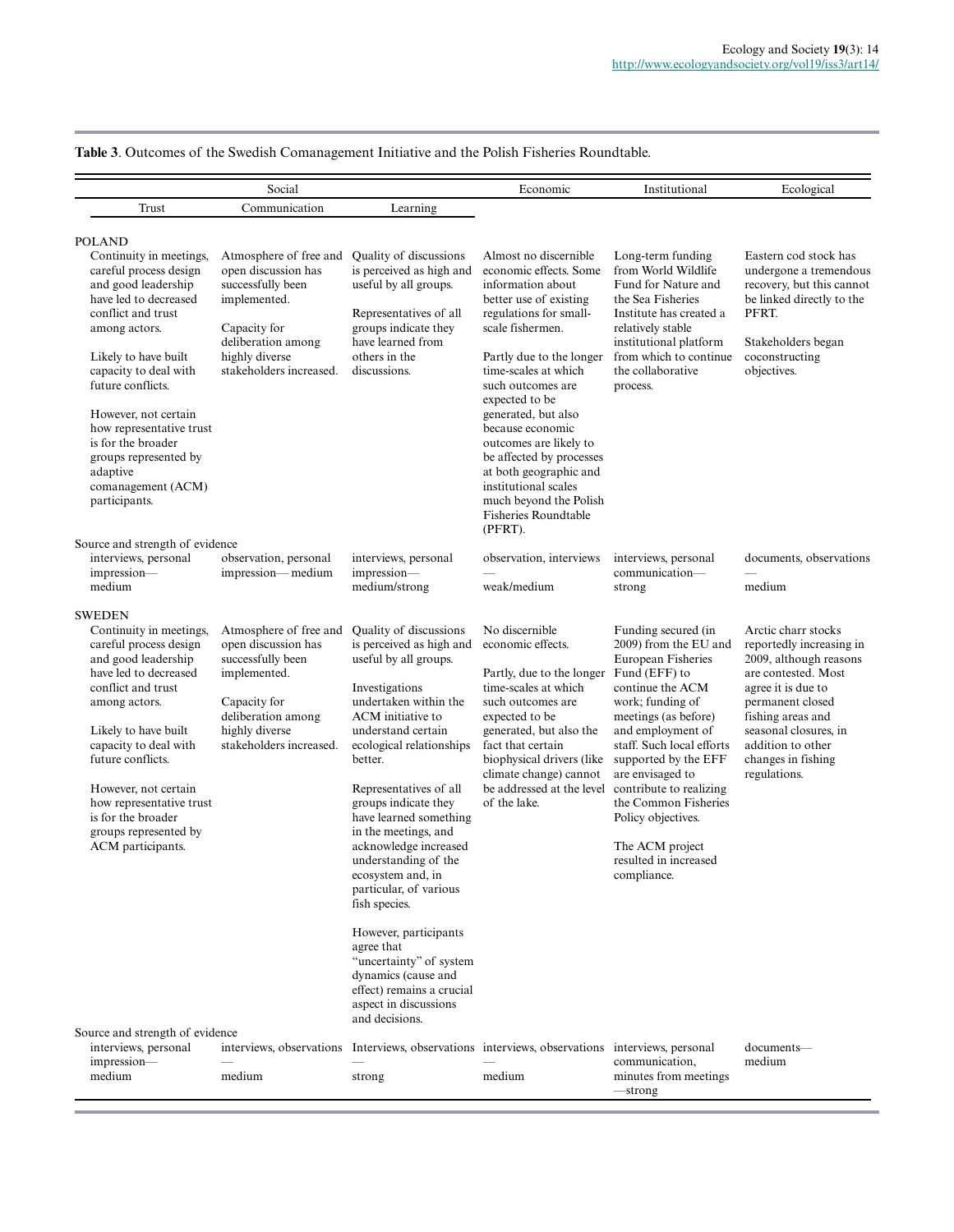**Table 3**. Outcomes of the Swedish Comanagement Initiative and the Polish Fisheries Roundtable.

| | Social | | | Economic | Institutional | Ecological |
|---|---|---|---|---|---|---|
| | Trust | Communication | Learning | | | |
| **POLAND** | | | | | | |
| | Continuity in meetings, careful process design and good leadership have led to decreased conflict and trust among actors. Likely to have built capacity to deal with future conflicts. However, not certain how representative trust is for the broader groups represented by adaptive comanagement (ACM) participants. | Atmosphere of free and open discussion has successfully been implemented. Capacity for deliberation among highly diverse stakeholders increased. | Quality of discussions is perceived as high and useful by all groups. Representatives of all groups indicate they have learned from others in the discussions. | Almost no discernible economic effects. Some information about better use of existing regulations for small-scale fishermen. Partly due to the longer time-scales at which such outcomes are expected to be generated, but also because economic outcomes are likely to be affected by processes at both geographic and institutional scales much beyond the Polish Fisheries Roundtable (PFRT). | Long-term funding from World Wildlife Fund for Nature and the Sea Fisheries Institute has created a relatively stable institutional platform from which to continue the collaborative process. | Eastern cod stock has undergone a tremendous recovery, but this cannot be linked directly to the PFRT. Stakeholders began coconstructing objectives. |
| Source and strength of evidence | interviews, personal impression—medium | observation, personal impression— medium | interviews, personal impression—medium/strong | observation, interviews—weak/medium | interviews, personal communication—strong | documents, observations—medium |
| **SWEDEN** | | | | | | |
| | Continuity in meetings, careful process design and good leadership have led to decreased conflict and trust among actors. Likely to have built capacity to deal with future conflicts. However, not certain how representative trust is for the broader groups represented by ACM participants. | Atmosphere of free and open discussion has successfully been implemented. Capacity for deliberation among highly diverse stakeholders increased. | Quality of discussions is perceived as high and useful by all groups. Investigations undertaken within the ACM initiative to understand certain ecological relationships better. Representatives of all groups indicate they have learned something in the meetings, and acknowledge increased understanding of the ecosystem and, in particular, of various fish species. However, participants agree that "uncertainty" of system dynamics (cause and effect) remains a crucial aspect in discussions and decisions. | No discernible economic effects. Partly, due to the longer time-scales at which such outcomes are expected to be generated, but also the fact that certain biophysical drivers (like climate change) cannot be addressed at the level of the lake. | Funding secured (in 2009) from the EU and European Fisheries Fund (EFF) to continue the ACM work; funding of meetings (as before) and employment of staff. Such local efforts supported by the EFF are envisaged to contribute to realizing the Common Fisheries Policy objectives. The ACM project resulted in increased compliance. | Arctic charr stocks reportedly increasing in 2009, although reasons are contested. Most agree it is due to permanent closed fishing areas and seasonal closures, in addition to other changes in fishing regulations. |
| Source and strength of evidence | interviews, personal impression—medium | interviews, observations—medium | Interviews, observations—strong | interviews, observations—medium | interviews, personal communication, minutes from meetings—strong | documents—medium |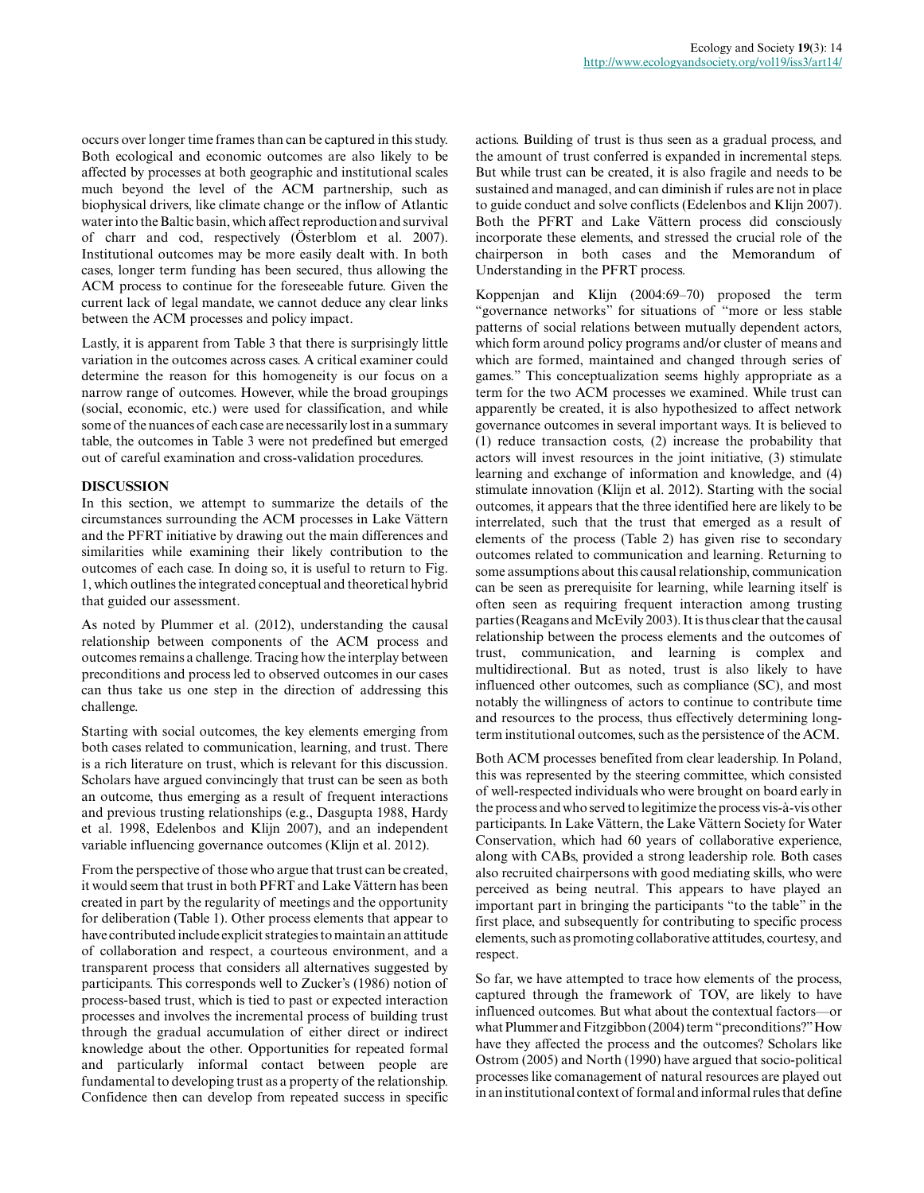occurs over longer time frames than can be captured in this study. Both ecological and economic outcomes are also likely to be affected by processes at both geographic and institutional scales much beyond the level of the ACM partnership, such as biophysical drivers, like climate change or the inflow of Atlantic water into the Baltic basin, which affect reproduction and survival of charr and cod, respectively (Österblom et al. 2007). Institutional outcomes may be more easily dealt with. In both cases, longer term funding has been secured, thus allowing the ACM process to continue for the foreseeable future. Given the current lack of legal mandate, we cannot deduce any clear links between the ACM processes and policy impact.

Lastly, it is apparent from Table 3 that there is surprisingly little variation in the outcomes across cases. A critical examiner could determine the reason for this homogeneity is our focus on a narrow range of outcomes. However, while the broad groupings (social, economic, etc.) were used for classification, and while some of the nuances of each case are necessarily lost in a summary table, the outcomes in Table 3 were not predefined but emerged out of careful examination and cross-validation procedures.

## DISCUSSION

In this section, we attempt to summarize the details of the circumstances surrounding the ACM processes in Lake Vättern and the PFRT initiative by drawing out the main differences and similarities while examining their likely contribution to the outcomes of each case. In doing so, it is useful to return to Fig. 1, which outlines the integrated conceptual and theoretical hybrid that guided our assessment.

As noted by Plummer et al. (2012), understanding the causal relationship between components of the ACM process and outcomes remains a challenge. Tracing how the interplay between preconditions and process led to observed outcomes in our cases can thus take us one step in the direction of addressing this challenge.

Starting with social outcomes, the key elements emerging from both cases related to communication, learning, and trust. There is a rich literature on trust, which is relevant for this discussion. Scholars have argued convincingly that trust can be seen as both an outcome, thus emerging as a result of frequent interactions and previous trusting relationships (e.g., Dasgupta 1988, Hardy et al. 1998, Edelenbos and Klijn 2007), and an independent variable influencing governance outcomes (Klijn et al. 2012).

From the perspective of those who argue that trust can be created, it would seem that trust in both PFRT and Lake Vättern has been created in part by the regularity of meetings and the opportunity for deliberation (Table 1). Other process elements that appear to have contributed include explicit strategies to maintain an attitude of collaboration and respect, a courteous environment, and a transparent process that considers all alternatives suggested by participants. This corresponds well to Zucker's (1986) notion of process-based trust, which is tied to past or expected interaction processes and involves the incremental process of building trust through the gradual accumulation of either direct or indirect knowledge about the other. Opportunities for repeated formal and particularly informal contact between people are fundamental to developing trust as a property of the relationship. Confidence then can develop from repeated success in specific actions. Building of trust is thus seen as a gradual process, and the amount of trust conferred is expanded in incremental steps. But while trust can be created, it is also fragile and needs to be sustained and managed, and can diminish if rules are not in place to guide conduct and solve conflicts (Edelenbos and Klijn 2007). Both the PFRT and Lake Vättern process did consciously incorporate these elements, and stressed the crucial role of the chairperson in both cases and the Memorandum of Understanding in the PFRT process.

Koppenjan and Klijn (2004:69–70) proposed the term "governance networks" for situations of "more or less stable patterns of social relations between mutually dependent actors, which form around policy programs and/or cluster of means and which are formed, maintained and changed through series of games." This conceptualization seems highly appropriate as a term for the two ACM processes we examined. While trust can apparently be created, it is also hypothesized to affect network governance outcomes in several important ways. It is believed to (1) reduce transaction costs, (2) increase the probability that actors will invest resources in the joint initiative, (3) stimulate learning and exchange of information and knowledge, and (4) stimulate innovation (Klijn et al. 2012). Starting with the social outcomes, it appears that the three identified here are likely to be interrelated, such that the trust that emerged as a result of elements of the process (Table 2) has given rise to secondary outcomes related to communication and learning. Returning to some assumptions about this causal relationship, communication can be seen as prerequisite for learning, while learning itself is often seen as requiring frequent interaction among trusting parties (Reagans and McEvily 2003). It is thus clear that the causal relationship between the process elements and the outcomes of trust, communication, and learning is complex and multidirectional. But as noted, trust is also likely to have influenced other outcomes, such as compliance (SC), and most notably the willingness of actors to continue to contribute time and resources to the process, thus effectively determining long-term institutional outcomes, such as the persistence of the ACM.

Both ACM processes benefited from clear leadership. In Poland, this was represented by the steering committee, which consisted of well-respected individuals who were brought on board early in the process and who served to legitimize the process vis-à-vis other participants. In Lake Vättern, the Lake Vättern Society for Water Conservation, which had 60 years of collaborative experience, along with CABs, provided a strong leadership role. Both cases also recruited chairpersons with good mediating skills, who were perceived as being neutral. This appears to have played an important part in bringing the participants "to the table" in the first place, and subsequently for contributing to specific process elements, such as promoting collaborative attitudes, courtesy, and respect.

So far, we have attempted to trace how elements of the process, captured through the framework of TOV, are likely to have influenced outcomes. But what about the contextual factors—or what Plummer and Fitzgibbon (2004) term "preconditions?" How have they affected the process and the outcomes? Scholars like Ostrom (2005) and North (1990) have argued that socio-political processes like comanagement of natural resources are played out in an institutional context of formal and informal rules that define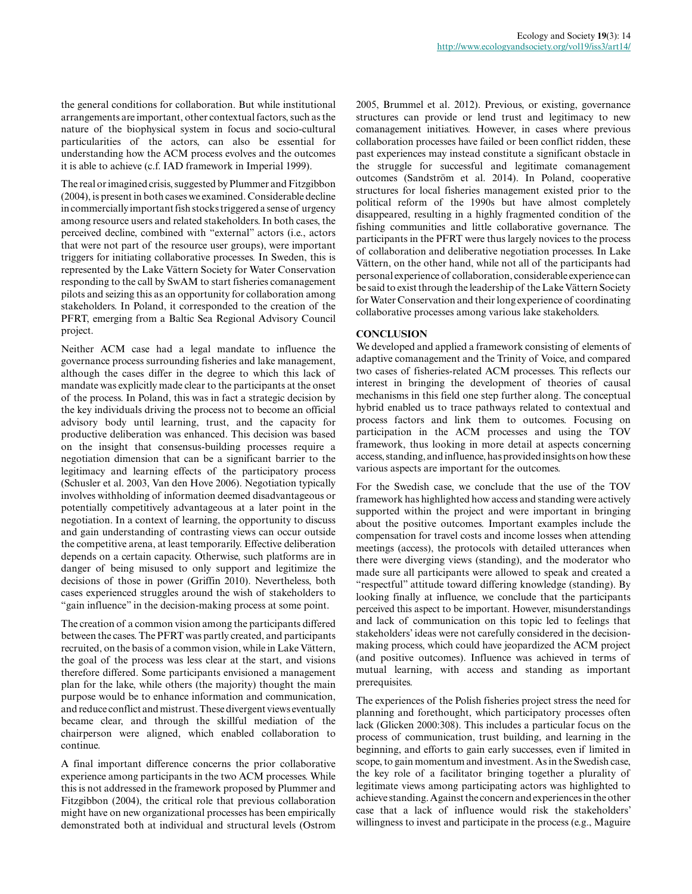the general conditions for collaboration. But while institutional arrangements are important, other contextual factors, such as the nature of the biophysical system in focus and socio-cultural particularities of the actors, can also be essential for understanding how the ACM process evolves and the outcomes it is able to achieve (c.f. IAD framework in Imperial 1999).

The real or imagined crisis, suggested by Plummer and Fitzgibbon (2004), is present in both cases we examined. Considerable decline in commercially important fish stocks triggered a sense of urgency among resource users and related stakeholders. In both cases, the perceived decline, combined with "external" actors (i.e., actors that were not part of the resource user groups), were important triggers for initiating collaborative processes. In Sweden, this is represented by the Lake Vättern Society for Water Conservation responding to the call by SwAM to start fisheries comanagement pilots and seizing this as an opportunity for collaboration among stakeholders. In Poland, it corresponded to the creation of the PFRT, emerging from a Baltic Sea Regional Advisory Council project.

Neither ACM case had a legal mandate to influence the governance process surrounding fisheries and lake management, although the cases differ in the degree to which this lack of mandate was explicitly made clear to the participants at the onset of the process. In Poland, this was in fact a strategic decision by the key individuals driving the process not to become an official advisory body until learning, trust, and the capacity for productive deliberation was enhanced. This decision was based on the insight that consensus-building processes require a negotiation dimension that can be a significant barrier to the legitimacy and learning effects of the participatory process (Schusler et al. 2003, Van den Hove 2006). Negotiation typically involves withholding of information deemed disadvantageous or potentially competitively advantageous at a later point in the negotiation. In a context of learning, the opportunity to discuss and gain understanding of contrasting views can occur outside the competitive arena, at least temporarily. Effective deliberation depends on a certain capacity. Otherwise, such platforms are in danger of being misused to only support and legitimize the decisions of those in power (Griffin 2010). Nevertheless, both cases experienced struggles around the wish of stakeholders to "gain influence" in the decision-making process at some point.

The creation of a common vision among the participants differed between the cases. The PFRT was partly created, and participants recruited, on the basis of a common vision, while in Lake Vättern, the goal of the process was less clear at the start, and visions therefore differed. Some participants envisioned a management plan for the lake, while others (the majority) thought the main purpose would be to enhance information and communication, and reduce conflict and mistrust. These divergent views eventually became clear, and through the skillful mediation of the chairperson were aligned, which enabled collaboration to continue.

A final important difference concerns the prior collaborative experience among participants in the two ACM processes. While this is not addressed in the framework proposed by Plummer and Fitzgibbon (2004), the critical role that previous collaboration might have on new organizational processes has been empirically demonstrated both at individual and structural levels (Ostrom 2005, Brummel et al. 2012). Previous, or existing, governance structures can provide or lend trust and legitimacy to new comanagement initiatives. However, in cases where previous collaboration processes have failed or been conflict ridden, these past experiences may instead constitute a significant obstacle in the struggle for successful and legitimate comanagement outcomes (Sandström et al. 2014). In Poland, cooperative structures for local fisheries management existed prior to the political reform of the 1990s but have almost completely disappeared, resulting in a highly fragmented condition of the fishing communities and little collaborative governance. The participants in the PFRT were thus largely novices to the process of collaboration and deliberative negotiation processes. In Lake Vättern, on the other hand, while not all of the participants had personal experience of collaboration, considerable experience can be said to exist through the leadership of the Lake Vättern Society for Water Conservation and their long experience of coordinating collaborative processes among various lake stakeholders.

## CONCLUSION

We developed and applied a framework consisting of elements of adaptive comanagement and the Trinity of Voice, and compared two cases of fisheries-related ACM processes. This reflects our interest in bringing the development of theories of causal mechanisms in this field one step further along. The conceptual hybrid enabled us to trace pathways related to contextual and process factors and link them to outcomes. Focusing on participation in the ACM processes and using the TOV framework, thus looking in more detail at aspects concerning access, standing, and influence, has provided insights on how these various aspects are important for the outcomes.

For the Swedish case, we conclude that the use of the TOV framework has highlighted how access and standing were actively supported within the project and were important in bringing about the positive outcomes. Important examples include the compensation for travel costs and income losses when attending meetings (access), the protocols with detailed utterances when there were diverging views (standing), and the moderator who made sure all participants were allowed to speak and created a "respectful" attitude toward differing knowledge (standing). By looking finally at influence, we conclude that the participants perceived this aspect to be important. However, misunderstandings and lack of communication on this topic led to feelings that stakeholders' ideas were not carefully considered in the decision-making process, which could have jeopardized the ACM project (and positive outcomes). Influence was achieved in terms of mutual learning, with access and standing as important prerequisites.

The experiences of the Polish fisheries project stress the need for planning and forethought, which participatory processes often lack (Glicken 2000:308). This includes a particular focus on the process of communication, trust building, and learning in the beginning, and efforts to gain early successes, even if limited in scope, to gain momentum and investment. As in the Swedish case, the key role of a facilitator bringing together a plurality of legitimate views among participating actors was highlighted to achieve standing. Against the concern and experiences in the other case that a lack of influence would risk the stakeholders' willingness to invest and participate in the process (e.g., Maguire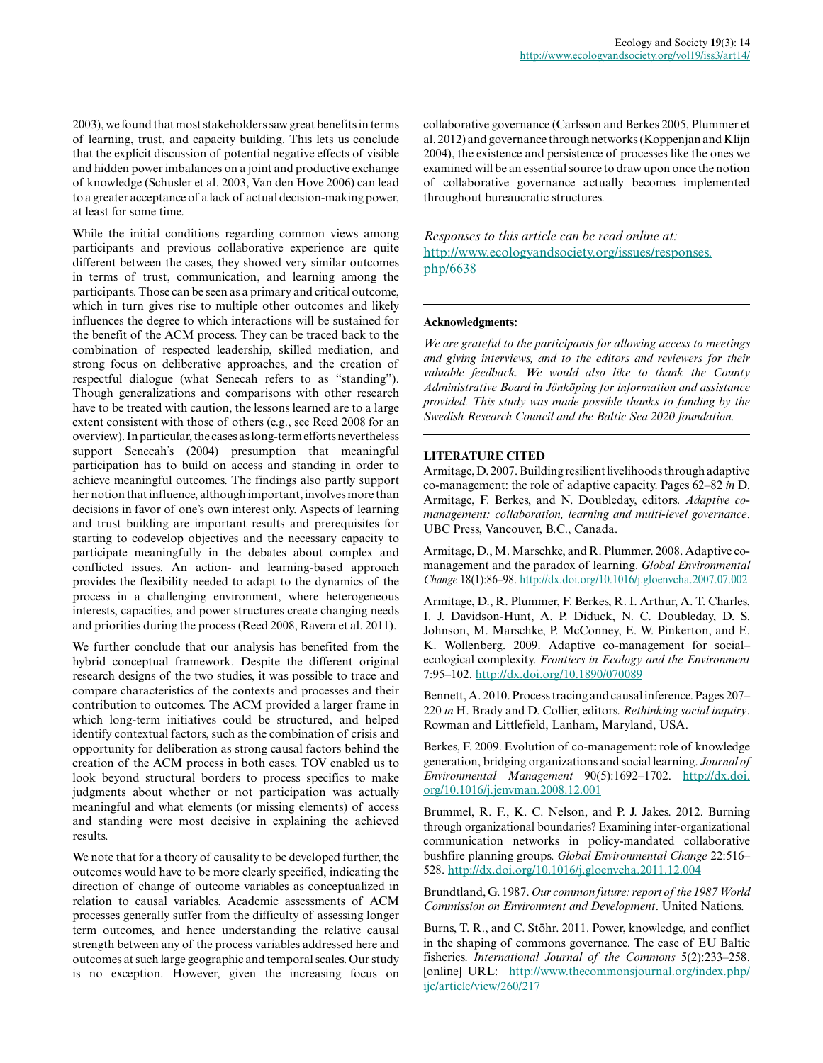2003), we found that most stakeholders saw great benefits in terms of learning, trust, and capacity building. This lets us conclude that the explicit discussion of potential negative effects of visible and hidden power imbalances on a joint and productive exchange of knowledge (Schusler et al. 2003, Van den Hove 2006) can lead to a greater acceptance of a lack of actual decision-making power, at least for some time.

While the initial conditions regarding common views among participants and previous collaborative experience are quite different between the cases, they showed very similar outcomes in terms of trust, communication, and learning among the participants. Those can be seen as a primary and critical outcome, which in turn gives rise to multiple other outcomes and likely influences the degree to which interactions will be sustained for the benefit of the ACM process. They can be traced back to the combination of respected leadership, skilled mediation, and strong focus on deliberative approaches, and the creation of respectful dialogue (what Senecah refers to as "standing"). Though generalizations and comparisons with other research have to be treated with caution, the lessons learned are to a large extent consistent with those of others (e.g., see Reed 2008 for an overview). In particular, the cases as long-term efforts nevertheless support Senecah's (2004) presumption that meaningful participation has to build on access and standing in order to achieve meaningful outcomes. The findings also partly support her notion that influence, although important, involves more than decisions in favor of one's own interest only. Aspects of learning and trust building are important results and prerequisites for starting to codevelop objectives and the necessary capacity to participate meaningfully in the debates about complex and conflicted issues. An action- and learning-based approach provides the flexibility needed to adapt to the dynamics of the process in a challenging environment, where heterogeneous interests, capacities, and power structures create changing needs and priorities during the process (Reed 2008, Ravera et al. 2011).

We further conclude that our analysis has benefited from the hybrid conceptual framework. Despite the different original research designs of the two studies, it was possible to trace and compare characteristics of the contexts and processes and their contribution to outcomes. The ACM provided a larger frame in which long-term initiatives could be structured, and helped identify contextual factors, such as the combination of crisis and opportunity for deliberation as strong causal factors behind the creation of the ACM process in both cases. TOV enabled us to look beyond structural borders to process specifics to make judgments about whether or not participation was actually meaningful and what elements (or missing elements) of access and standing were most decisive in explaining the achieved results.

We note that for a theory of causality to be developed further, the outcomes would have to be more clearly specified, indicating the direction of change of outcome variables as conceptualized in relation to causal variables. Academic assessments of ACM processes generally suffer from the difficulty of assessing longer term outcomes, and hence understanding the relative causal strength between any of the process variables addressed here and outcomes at such large geographic and temporal scales. Our study is no exception. However, given the increasing focus on collaborative governance (Carlsson and Berkes 2005, Plummer et al. 2012) and governance through networks (Koppenjan and Klijn 2004), the existence and persistence of processes like the ones we examined will be an essential source to draw upon once the notion of collaborative governance actually becomes implemented throughout bureaucratic structures.

*Responses to this article can be read online at:* http://www.ecologyandsociety.org/issues/responses.php/6638

**Acknowledgments:**

*We are grateful to the participants for allowing access to meetings and giving interviews, and to the editors and reviewers for their valuable feedback. We would also like to thank the County Administrative Board in Jönköping for information and assistance provided. This study was made possible thanks to funding by the Swedish Research Council and the Baltic Sea 2020 foundation.*

## LITERATURE CITED

Armitage, D. 2007. Building resilient livelihoods through adaptive co-management: the role of adaptive capacity. Pages 62–82 *in* D. Armitage, F. Berkes, and N. Doubleday, editors. *Adaptive co-management: collaboration, learning and multi-level governance*. UBC Press, Vancouver, B.C., Canada.

Armitage, D., M. Marschke, and R. Plummer. 2008. Adaptive co-management and the paradox of learning. *Global Environmental Change* 18(1):86–98. http://dx.doi.org/10.1016/j.gloenvcha.2007.07.002

Armitage, D., R. Plummer, F. Berkes, R. I. Arthur, A. T. Charles, I. J. Davidson-Hunt, A. P. Diduck, N. C. Doubleday, D. S. Johnson, M. Marschke, P. McConney, E. W. Pinkerton, and E. K. Wollenberg. 2009. Adaptive co-management for social–ecological complexity. *Frontiers in Ecology and the Environment* 7:95–102. http://dx.doi.org/10.1890/070089

Bennett, A. 2010. Process tracing and causal inference. Pages 207–220 *in* H. Brady and D. Collier, editors. *Rethinking social inquiry*. Rowman and Littlefield, Lanham, Maryland, USA.

Berkes, F. 2009. Evolution of co-management: role of knowledge generation, bridging organizations and social learning. *Journal of Environmental Management* 90(5):1692–1702. http://dx.doi.org/10.1016/j.jenvman.2008.12.001

Brummel, R. F., K. C. Nelson, and P. J. Jakes. 2012. Burning through organizational boundaries? Examining inter-organizational communication networks in policy-mandated collaborative bushfire planning groups. *Global Environmental Change* 22:516–528. http://dx.doi.org/10.1016/j.gloenvcha.2011.12.004

Brundtland, G. 1987. *Our common future: report of the 1987 World Commission on Environment and Development*. United Nations.

Burns, T. R., and C. Stöhr. 2011. Power, knowledge, and conflict in the shaping of commons governance. The case of EU Baltic fisheries. *International Journal of the Commons* 5(2):233–258. [online] URL: http://www.thecommonsjournal.org/index.php/ijc/article/view/260/217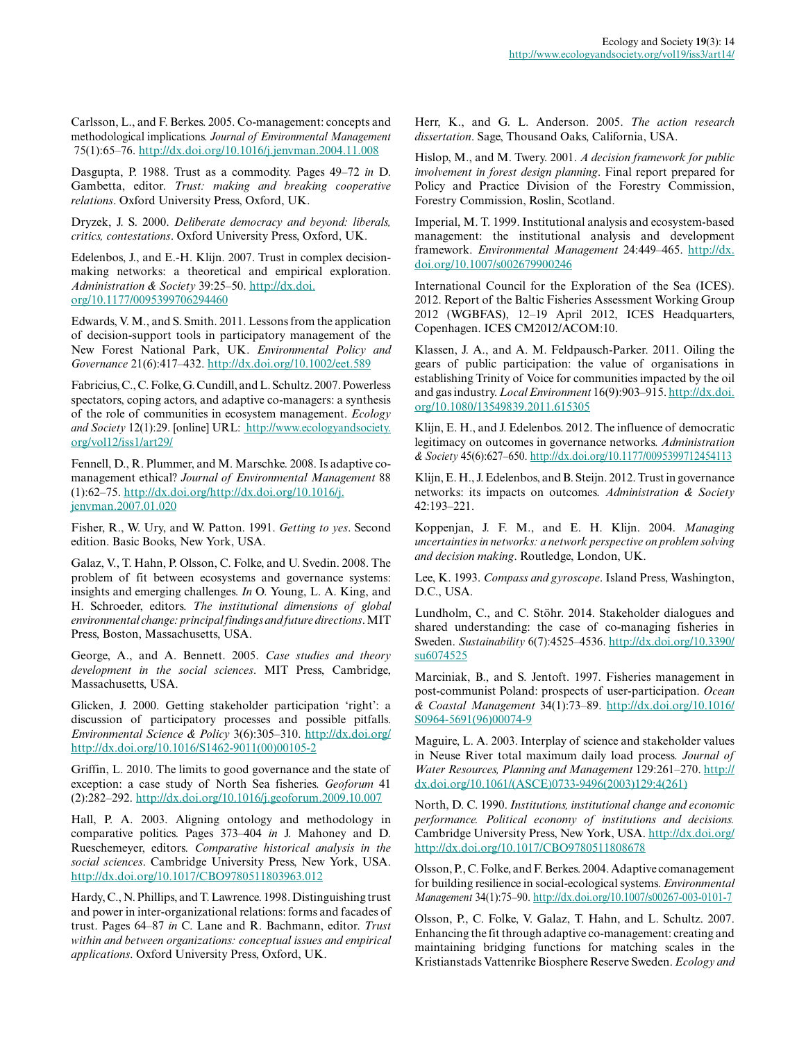Carlsson, L., and F. Berkes. 2005. Co-management: concepts and methodological implications. *Journal of Environmental Management* 75(1):65–76. http://dx.doi.org/10.1016/j.jenvman.2004.11.008

Dasgupta, P. 1988. Trust as a commodity. Pages 49–72 *in* D. Gambetta, editor. *Trust: making and breaking cooperative relations*. Oxford University Press, Oxford, UK.

Dryzek, J. S. 2000. *Deliberate democracy and beyond: liberals, critics, contestations*. Oxford University Press, Oxford, UK.

Edelenbos, J., and E.-H. Klijn. 2007. Trust in complex decision-making networks: a theoretical and empirical exploration. *Administration & Society* 39:25–50. http://dx.doi.org/10.1177/0095399706294460

Edwards, V. M., and S. Smith. 2011. Lessons from the application of decision-support tools in participatory management of the New Forest National Park, UK. *Environmental Policy and Governance* 21(6):417–432. http://dx.doi.org/10.1002/eet.589

Fabricius, C., C. Folke, G. Cundill, and L. Schultz. 2007. Powerless spectators, coping actors, and adaptive co-managers: a synthesis of the role of communities in ecosystem management. *Ecology and Society* 12(1):29. [online] URL: http://www.ecologyandsociety.org/vol12/iss1/art29/

Fennell, D., R. Plummer, and M. Marschke. 2008. Is adaptive co-management ethical? *Journal of Environmental Management* 88 (1):62–75. http://dx.doi.org/http://dx.doi.org/10.1016/j.jenvman.2007.01.020

Fisher, R., W. Ury, and W. Patton. 1991. *Getting to yes*. Second edition. Basic Books, New York, USA.

Galaz, V., T. Hahn, P. Olsson, C. Folke, and U. Svedin. 2008. The problem of fit between ecosystems and governance systems: insights and emerging challenges. *In* O. Young, L. A. King, and H. Schroeder, editors. *The institutional dimensions of global environmental change: principal findings and future directions*. MIT Press, Boston, Massachusetts, USA.

George, A., and A. Bennett. 2005. *Case studies and theory development in the social sciences*. MIT Press, Cambridge, Massachusetts, USA.

Glicken, J. 2000. Getting stakeholder participation 'right': a discussion of participatory processes and possible pitfalls. *Environmental Science & Policy* 3(6):305–310. http://dx.doi.org/http://dx.doi.org/10.1016/S1462-9011(00)00105-2

Griffin, L. 2010. The limits to good governance and the state of exception: a case study of North Sea fisheries. *Geoforum* 41 (2):282–292. http://dx.doi.org/10.1016/j.geoforum.2009.10.007

Hall, P. A. 2003. Aligning ontology and methodology in comparative politics. Pages 373–404 *in* J. Mahoney and D. Rueschemeyer, editors. *Comparative historical analysis in the social sciences*. Cambridge University Press, New York, USA. http://dx.doi.org/10.1017/CBO9780511803963.012

Hardy, C., N. Phillips, and T. Lawrence. 1998. Distinguishing trust and power in inter-organizational relations: forms and facades of trust. Pages 64–87 *in* C. Lane and R. Bachmann, editor. *Trust within and between organizations: conceptual issues and empirical applications*. Oxford University Press, Oxford, UK.

Herr, K., and G. L. Anderson. 2005. *The action research dissertation*. Sage, Thousand Oaks, California, USA.

Hislop, M., and M. Twery. 2001. *A decision framework for public involvement in forest design planning*. Final report prepared for Policy and Practice Division of the Forestry Commission, Forestry Commission, Roslin, Scotland.

Imperial, M. T. 1999. Institutional analysis and ecosystem-based management: the institutional analysis and development framework. *Environmental Management* 24:449–465. http://dx.doi.org/10.1007/s002679900246

International Council for the Exploration of the Sea (ICES). 2012. Report of the Baltic Fisheries Assessment Working Group 2012 (WGBFAS), 12–19 April 2012, ICES Headquarters, Copenhagen. ICES CM2012/ACOM:10.

Klassen, J. A., and A. M. Feldpausch-Parker. 2011. Oiling the gears of public participation: the value of organisations in establishing Trinity of Voice for communities impacted by the oil and gas industry. *Local Environment* 16(9):903–915. http://dx.doi.org/10.1080/13549839.2011.615305

Klijn, E. H., and J. Edelenbos. 2012. The influence of democratic legitimacy on outcomes in governance networks. *Administration & Society* 45(6):627–650. http://dx.doi.org/10.1177/0095399712454113

Klijn, E. H., J. Edelenbos, and B. Steijn. 2012. Trust in governance networks: its impacts on outcomes. *Administration & Society* 42:193–221.

Koppenjan, J. F. M., and E. H. Klijn. 2004. *Managing uncertainties in networks: a network perspective on problem solving and decision making*. Routledge, London, UK.

Lee, K. 1993. *Compass and gyroscope*. Island Press, Washington, D.C., USA.

Lundholm, C., and C. Stöhr. 2014. Stakeholder dialogues and shared understanding: the case of co-managing fisheries in Sweden. *Sustainability* 6(7):4525–4536. http://dx.doi.org/10.3390/su6074525

Marciniak, B., and S. Jentoft. 1997. Fisheries management in post-communist Poland: prospects of user-participation. *Ocean & Coastal Management* 34(1):73–89. http://dx.doi.org/10.1016/S0964-5691(96)00074-9

Maguire, L. A. 2003. Interplay of science and stakeholder values in Neuse River total maximum daily load process. *Journal of Water Resources, Planning and Management* 129:261–270. http://dx.doi.org/10.1061/(ASCE)0733-9496(2003)129:4(261)

North, D. C. 1990. *Institutions, institutional change and economic performance. Political economy of institutions and decisions.* Cambridge University Press, New York, USA. http://dx.doi.org/http://dx.doi.org/10.1017/CBO9780511808678

Olsson, P., C. Folke, and F. Berkes. 2004. Adaptive comanagement for building resilience in social-ecological systems. *Environmental Management* 34(1):75–90. http://dx.doi.org/10.1007/s00267-003-0101-7

Olsson, P., C. Folke, V. Galaz, T. Hahn, and L. Schultz. 2007. Enhancing the fit through adaptive co-management: creating and maintaining bridging functions for matching scales in the Kristianstads Vattenrike Biosphere Reserve Sweden. *Ecology and*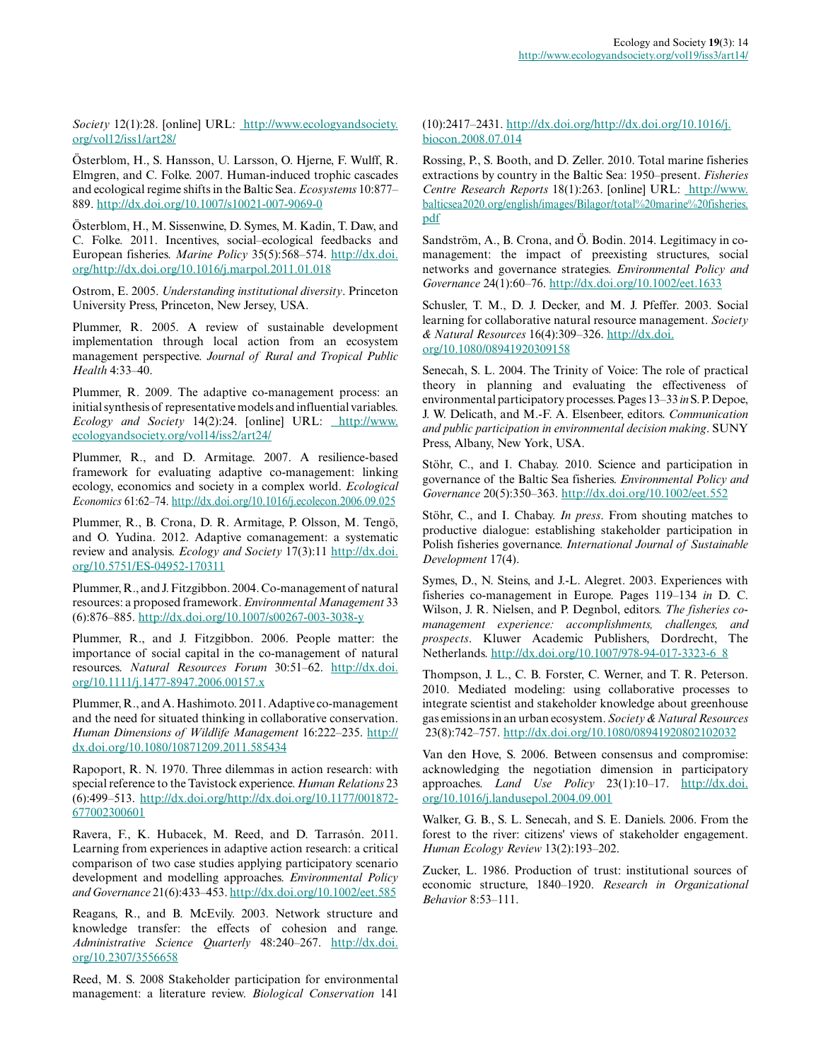*Society* 12(1):28. [online] URL: http://www.ecologyandsociety.org/vol12/iss1/art28/

Österblom, H., S. Hansson, U. Larsson, O. Hjerne, F. Wulff, R. Elmgren, and C. Folke. 2007. Human-induced trophic cascades and ecological regime shifts in the Baltic Sea. *Ecosystems* 10:877–889. http://dx.doi.org/10.1007/s10021-007-9069-0

Österblom, H., M. Sissenwine, D. Symes, M. Kadin, T. Daw, and C. Folke. 2011. Incentives, social–ecological feedbacks and European fisheries. *Marine Policy* 35(5):568–574. http://dx.doi.org/http://dx.doi.org/10.1016/j.marpol.2011.01.018

Ostrom, E. 2005. *Understanding institutional diversity*. Princeton University Press, Princeton, New Jersey, USA.

Plummer, R. 2005. A review of sustainable development implementation through local action from an ecosystem management perspective. *Journal of Rural and Tropical Public Health* 4:33–40.

Plummer, R. 2009. The adaptive co-management process: an initial synthesis of representative models and influential variables. *Ecology and Society* 14(2):24. [online] URL: http://www.ecologyandsociety.org/vol14/iss2/art24/

Plummer, R., and D. Armitage. 2007. A resilience-based framework for evaluating adaptive co-management: linking ecology, economics and society in a complex world. *Ecological Economics* 61:62–74. http://dx.doi.org/10.1016/j.ecolecon.2006.09.025

Plummer, R., B. Crona, D. R. Armitage, P. Olsson, M. Tengö, and O. Yudina. 2012. Adaptive comanagement: a systematic review and analysis. *Ecology and Society* 17(3):11 http://dx.doi.org/10.5751/ES-04952-170311

Plummer, R., and J. Fitzgibbon. 2004. Co-management of natural resources: a proposed framework. *Environmental Management* 33 (6):876–885. http://dx.doi.org/10.1007/s00267-003-3038-y

Plummer, R., and J. Fitzgibbon. 2006. People matter: the importance of social capital in the co-management of natural resources. *Natural Resources Forum* 30:51–62. http://dx.doi.org/10.1111/j.1477-8947.2006.00157.x

Plummer, R., and A. Hashimoto. 2011. Adaptive co-management and the need for situated thinking in collaborative conservation. *Human Dimensions of Wildlife Management* 16:222–235. http://dx.doi.org/10.1080/10871209.2011.585434

Rapoport, R. N. 1970. Three dilemmas in action research: with special reference to the Tavistock experience. *Human Relations* 23 (6):499–513. http://dx.doi.org/http://dx.doi.org/10.1177/001872677002300601

Ravera, F., K. Hubacek, M. Reed, and D. Tarrasón. 2011. Learning from experiences in adaptive action research: a critical comparison of two case studies applying participatory scenario development and modelling approaches. *Environmental Policy and Governance* 21(6):433–453. http://dx.doi.org/10.1002/eet.585

Reagans, R., and B. McEvily. 2003. Network structure and knowledge transfer: the effects of cohesion and range. *Administrative Science Quarterly* 48:240–267. http://dx.doi.org/10.2307/3556658

Reed, M. S. 2008 Stakeholder participation for environmental management: a literature review. *Biological Conservation* 141 (10):2417–2431. http://dx.doi.org/http://dx.doi.org/10.1016/j.biocon.2008.07.014

Rossing, P., S. Booth, and D. Zeller. 2010. Total marine fisheries extractions by country in the Baltic Sea: 1950–present. *Fisheries Centre Research Reports* 18(1):263. [online] URL: http://www.balticsea2020.org/english/images/Bilagor/total%20marine%20fisheries.pdf

Sandström, A., B. Crona, and Ö. Bodin. 2014. Legitimacy in co-management: the impact of preexisting structures, social networks and governance strategies. *Environmental Policy and Governance* 24(1):60–76. http://dx.doi.org/10.1002/eet.1633

Schusler, T. M., D. J. Decker, and M. J. Pfeffer. 2003. Social learning for collaborative natural resource management. *Society & Natural Resources* 16(4):309–326. http://dx.doi.org/10.1080/08941920309158

Senecah, S. L. 2004. The Trinity of Voice: The role of practical theory in planning and evaluating the effectiveness of environmental participatory processes. Pages 13–33 *in* S. P. Depoe, J. W. Delicath, and M.-F. A. Elsenbeer, editors. *Communication and public participation in environmental decision making*. SUNY Press, Albany, New York, USA.

Stöhr, C., and I. Chabay. 2010. Science and participation in governance of the Baltic Sea fisheries. *Environmental Policy and Governance* 20(5):350–363. http://dx.doi.org/10.1002/eet.552

Stöhr, C., and I. Chabay. *In press*. From shouting matches to productive dialogue: establishing stakeholder participation in Polish fisheries governance. *International Journal of Sustainable Development* 17(4).

Symes, D., N. Steins, and J.-L. Alegret. 2003. Experiences with fisheries co-management in Europe. Pages 119–134 *in* D. C. Wilson, J. R. Nielsen, and P. Degnbol, editors. *The fisheries co-management experience: accomplishments, challenges, and prospects*. Kluwer Academic Publishers, Dordrecht, The Netherlands. http://dx.doi.org/10.1007/978-94-017-3323-6_8

Thompson, J. L., C. B. Forster, C. Werner, and T. R. Peterson. 2010. Mediated modeling: using collaborative processes to integrate scientist and stakeholder knowledge about greenhouse gas emissions in an urban ecosystem. *Society & Natural Resources* 23(8):742–757. http://dx.doi.org/10.1080/08941920802102032

Van den Hove, S. 2006. Between consensus and compromise: acknowledging the negotiation dimension in participatory approaches. *Land Use Policy* 23(1):10–17. http://dx.doi.org/10.1016/j.landusepol.2004.09.001

Walker, G. B., S. L. Senecah, and S. E. Daniels. 2006. From the forest to the river: citizens' views of stakeholder engagement. *Human Ecology Review* 13(2):193–202.

Zucker, L. 1986. Production of trust: institutional sources of economic structure, 1840–1920. *Research in Organizational Behavior* 8:53–111.